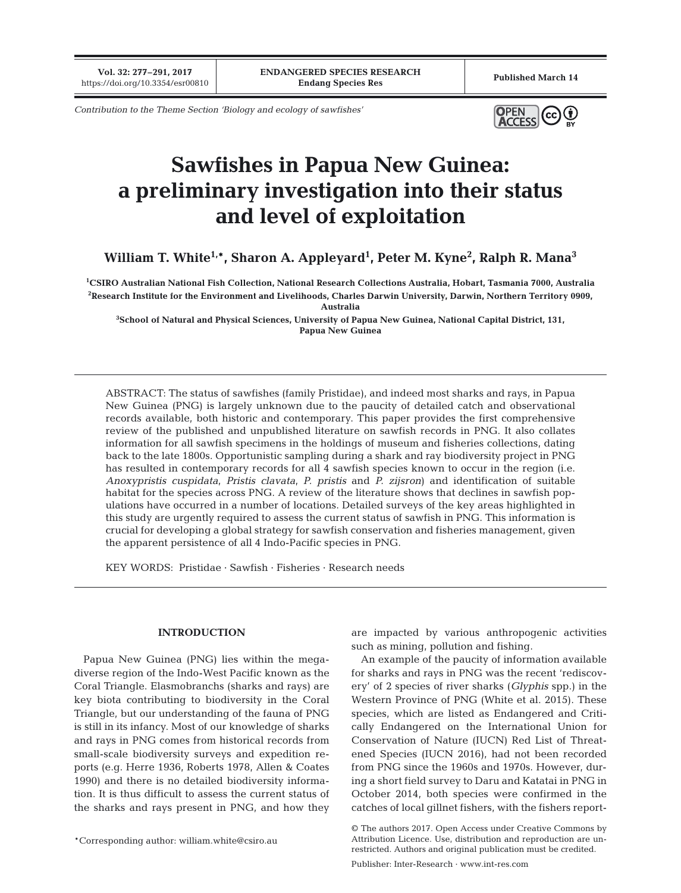Contribution to the Theme Section 'Biology and ecology of sawfishes'

# Sawfishes in Papua New Guinea: a preliminary investigation into their status and level of exploitation

**William T. White[1,*], Sharon A. Appleyard[1], Peter M. Kyne[2], Ralph R. Mana[3]**

[1]CSIRO Australian National Fish Collection, National Research Collections Australia, Hobart, Tasmania 7000, Australia
[2]Research Institute for the Environment and Livelihoods, Charles Darwin University, Darwin, Northern Territory 0909, Australia
[3]School of Natural and Physical Sciences, University of Papua New Guinea, National Capital District, 131, Papua New Guinea

ABSTRACT: The status of sawfishes (family Pristidae), and indeed most sharks and rays, in Papua New Guinea (PNG) is largely unknown due to the paucity of detailed catch and observational records available, both historic and contemporary. This paper provides the first comprehensive review of the published and unpublished literature on sawfish records in PNG. It also collates information for all sawfish specimens in the holdings of museum and fisheries collections, dating back to the late 1800s. Opportunistic sampling during a shark and ray biodiversity project in PNG has resulted in contemporary records for all 4 sawfish species known to occur in the region (i.e. *Anoxypristis cuspidata*, *Pristis clavata*, *P. pristis* and *P. zijsron*) and identification of suitable habitat for the species across PNG. A review of the literature shows that declines in sawfish populations have occurred in a number of locations. Detailed surveys of the key areas highlighted in this study are urgently required to assess the current status of sawfish in PNG. This information is crucial for developing a global strategy for sawfish conservation and fisheries management, given the apparent persistence of all 4 Indo-Pacific species in PNG.

KEY WORDS: Pristidae · Sawfish · Fisheries · Research needs

## INTRODUCTION

Papua New Guinea (PNG) lies within the megadiverse region of the Indo-West Pacific known as the Coral Triangle. Elasmobranchs (sharks and rays) are key biota contributing to biodiversity in the Coral Triangle, but our understanding of the fauna of PNG is still in its infancy. Most of our knowledge of sharks and rays in PNG comes from historical records from small-scale biodiversity surveys and expedition reports (e.g. Herre 1936, Roberts 1978, Allen & Coates 1990) and there is no detailed biodiversity information. It is thus difficult to assess the current status of the sharks and rays present in PNG, and how they are impacted by various anthropogenic activities such as mining, pollution and fishing.

An example of the paucity of information available for sharks and rays in PNG was the recent 'rediscovery' of 2 species of river sharks (*Glyphis* spp.) in the Western Province of PNG (White et al. 2015). These species, which are listed as Endangered and Critically Endangered on the International Union for Conservation of Nature (IUCN) Red List of Threatened Species (IUCN 2016), had not been recorded from PNG since the 1960s and 1970s. However, during a short field survey to Daru and Katatai in PNG in October 2014, both species were confirmed in the catches of local gillnet fishers, with the fishers report-

*Corresponding author: william.white@csiro.au

© The authors 2017. Open Access under Creative Commons by Attribution Licence. Use, distribution and reproduction are unrestricted. Authors and original publication must be credited.

Publisher: Inter-Research · www.int-res.com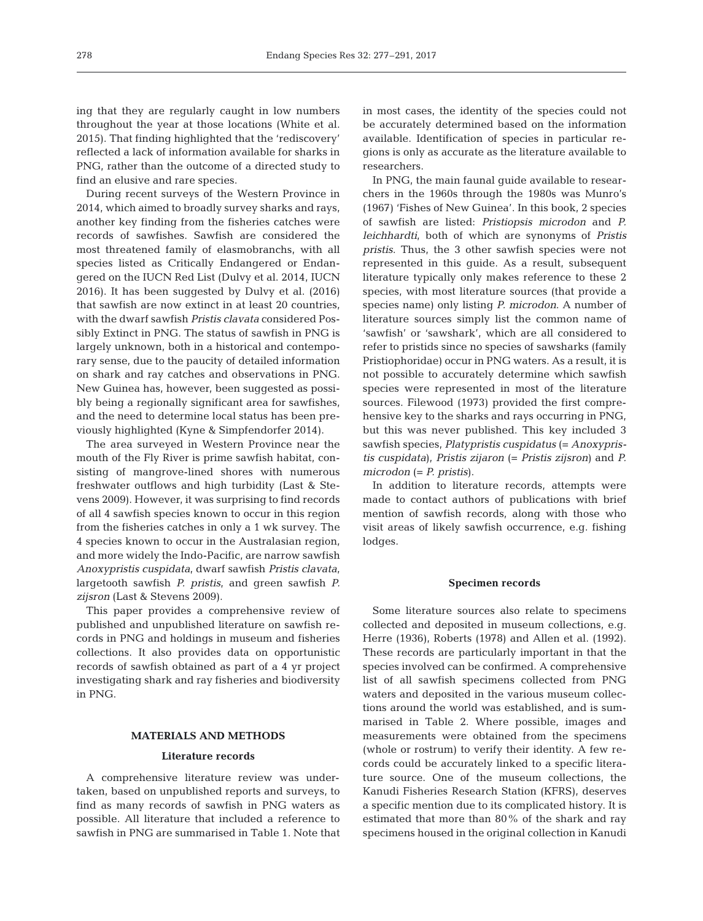ing that they are regularly caught in low numbers throughout the year at those locations (White et al. 2015). That finding highlighted that the 'rediscovery' reflected a lack of information available for sharks in PNG, rather than the outcome of a directed study to find an elusive and rare species.

During recent surveys of the Western Province in 2014, which aimed to broadly survey sharks and rays, another key finding from the fisheries catches were records of sawfishes. Sawfish are considered the most threatened family of elasmobranchs, with all species listed as Critically Endangered or Endangered on the IUCN Red List (Dulvy et al. 2014, IUCN 2016). It has been suggested by Dulvy et al. (2016) that sawfish are now extinct in at least 20 countries, with the dwarf sawfish *Pristis clavata* considered Possibly Extinct in PNG. The status of sawfish in PNG is largely unknown, both in a historical and contemporary sense, due to the paucity of detailed information on shark and ray catches and observations in PNG. New Guinea has, however, been suggested as possibly being a regionally significant area for sawfishes, and the need to determine local status has been previously highlighted (Kyne & Simpfendorfer 2014).

The area surveyed in Western Province near the mouth of the Fly River is prime sawfish habitat, consisting of mangrove-lined shores with numerous freshwater outflows and high turbidity (Last & Stevens 2009). However, it was surprising to find records of all 4 sawfish species known to occur in this region from the fisheries catches in only a 1 wk survey. The 4 species known to occur in the Australasian region, and more widely the Indo-Pacific, are narrow sawfish *Anoxypristis cuspidata*, dwarf sawfish *Pristis clavata*, largetooth sawfish *P. pristis*, and green sawfish *P. zijsron* (Last & Stevens 2009).

This paper provides a comprehensive review of published and unpublished literature on sawfish records in PNG and holdings in museum and fisheries collections. It also provides data on opportunistic records of sawfish obtained as part of a 4 yr project investigating shark and ray fisheries and biodiversity in PNG.

## MATERIALS AND METHODS

### Literature records

A comprehensive literature review was undertaken, based on unpublished reports and surveys, to find as many records of sawfish in PNG waters as possible. All literature that included a reference to sawfish in PNG are summarised in Table 1. Note that in most cases, the identity of the species could not be accurately determined based on the information available. Identification of species in particular regions is only as accurate as the literature available to researchers.

In PNG, the main faunal guide available to researchers in the 1960s through the 1980s was Munro's (1967) 'Fishes of New Guinea'. In this book, 2 species of sawfish are listed: *Pristiopsis microdon* and *P. leichhardti*, both of which are synonyms of *Pristis pristis*. Thus, the 3 other sawfish species were not represented in this guide. As a result, subsequent literature typically only makes reference to these 2 species, with most literature sources (that provide a species name) only listing *P. microdon*. A number of literature sources simply list the common name of 'sawfish' or 'sawshark', which are all considered to refer to pristids since no species of sawsharks (family Pristiophoridae) occur in PNG waters. As a result, it is not possible to accurately determine which sawfish species were represented in most of the literature sources. Filewood (1973) provided the first comprehensive key to the sharks and rays occurring in PNG, but this was never published. This key included 3 sawfish species, *Platypristis cuspidatus* (= *Anoxypristis cuspidata*), *Pristis zijaron* (= *Pristis zijsron*) and *P. microdon* (= *P. pristis*).

In addition to literature records, attempts were made to contact authors of publications with brief mention of sawfish records, along with those who visit areas of likely sawfish occurrence, e.g. fishing lodges.

### Specimen records

Some literature sources also relate to specimens collected and deposited in museum collections, e.g. Herre (1936), Roberts (1978) and Allen et al. (1992). These records are particularly important in that the species involved can be confirmed. A comprehensive list of all sawfish specimens collected from PNG waters and deposited in the various museum collections around the world was established, and is summarised in Table 2. Where possible, images and measurements were obtained from the specimens (whole or rostrum) to verify their identity. A few records could be accurately linked to a specific literature source. One of the museum collections, the Kanudi Fisheries Research Station (KFRS), deserves a specific mention due to its complicated history. It is estimated that more than 80% of the shark and ray specimens housed in the original collection in Kanudi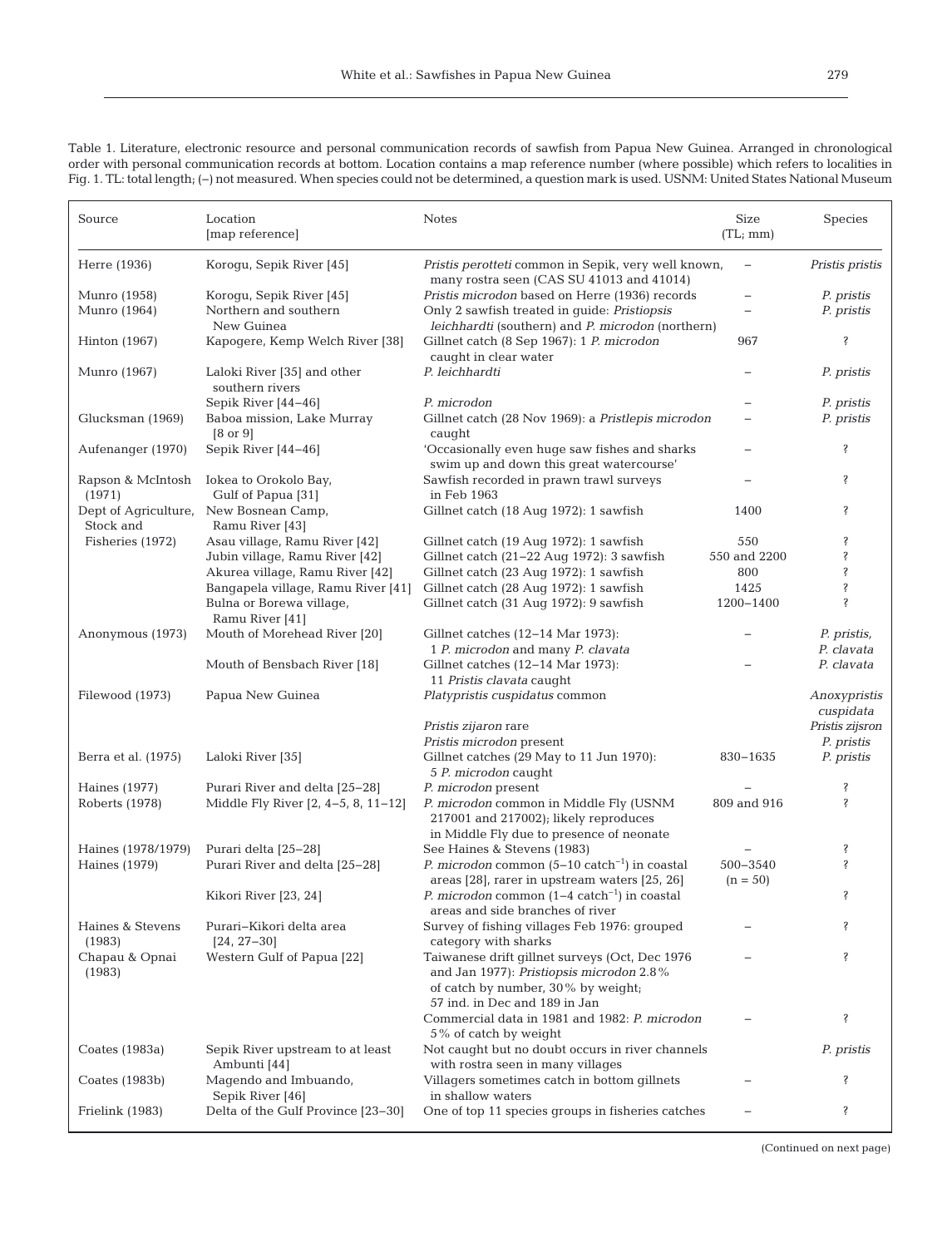Table 1. Literature, electronic resource and personal communication records of sawfish from Papua New Guinea. Arranged in chronological order with personal communication records at bottom. Location contains a map reference number (where possible) which refers to localities in Fig. 1. TL: total length; (–) not measured. When species could not be determined, a question mark is used. USNM: United States National Museum

| Source | Location [map reference] | Notes | Size (TL; mm) | Species |
|---|---|---|---|---|
| Herre (1936) | Korogu, Sepik River [45] | *Pristis perotteti* common in Sepik, very well known, many rostra seen (CAS SU 41013 and 41014) | – | *Pristis pristis* |
| Munro (1958) | Korogu, Sepik River [45] | *Pristis microdon* based on Herre (1936) records | – | *P. pristis* |
| Munro (1964) | Northern and southern New Guinea | Only 2 sawfish treated in guide: *Pristiopsis leichhardti* (southern) and *P. microdon* (northern) | – | *P. pristis* |
| Hinton (1967) | Kapogere, Kemp Welch River [38] | Gillnet catch (8 Sep 1967): 1 *P. microdon* caught in clear water | 967 | ? |
| Munro (1967) | Laloki River [35] and other southern rivers | *P. leichhardti* | – | *P. pristis* |
| | Sepik River [44–46] | *P. microdon* | – | *P. pristis* |
| Glucksman (1969) | Baboa mission, Lake Murray [8 or 9] | Gillnet catch (28 Nov 1969): a *Pristlepis microdon* caught | – | *P. pristis* |
| Aufenanger (1970) | Sepik River [44–46] | 'Occasionally even huge saw fishes and sharks swim up and down this great watercourse' | – | ? |
| Rapson & McIntosh (1971) | Iokea to Orokolo Bay, Gulf of Papua [31] | Sawfish recorded in prawn trawl surveys in Feb 1963 | – | ? |
| Dept of Agriculture, Stock and Fisheries (1972) | New Bosnean Camp, Ramu River [43] | Gillnet catch (18 Aug 1972): 1 sawfish | 1400 | ? |
| | Asau village, Ramu River [42] | Gillnet catch (19 Aug 1972): 1 sawfish | 550 | ? |
| | Jubin village, Ramu River [42] | Gillnet catch (21–22 Aug 1972): 3 sawfish | 550 and 2200 | ? |
| | Akurea village, Ramu River [42] | Gillnet catch (23 Aug 1972): 1 sawfish | 800 | ? |
| | Bangapela village, Ramu River [41] | Gillnet catch (28 Aug 1972): 1 sawfish | 1425 | ? |
| | Bulna or Borewa village, Ramu River [41] | Gillnet catch (31 Aug 1972): 9 sawfish | 1200–1400 | ? |
| Anonymous (1973) | Mouth of Morehead River [20] | Gillnet catches (12–14 Mar 1973): 1 *P. microdon* and many *P. clavata* | – | *P. pristis, P. clavata* |
| | Mouth of Bensbach River [18] | Gillnet catches (12–14 Mar 1973): 11 *Pristis clavata* caught | – | *P. clavata* |
| Filewood (1973) | Papua New Guinea | *Platypristis cuspidatus* common | | *Anoxypristis cuspidata* |
| | | *Pristis zijaron* rare | | *Pristis zijsron* |
| | | *Pristis microdon* present | | *P. pristis* |
| Berra et al. (1975) | Laloki River [35] | Gillnet catches (29 May to 11 Jun 1970): 5 *P. microdon* caught | 830–1635 | *P. pristis* |
| Haines (1977) | Purari River and delta [25–28] | *P. microdon* present | – | ? |
| Roberts (1978) | Middle Fly River [2, 4–5, 8, 11–12] | *P. microdon* common in Middle Fly (USNM 217001 and 217002); likely reproduces in Middle Fly due to presence of neonate | 809 and 916 | ? |
| Haines (1978/1979) | Purari delta [25–28] | See Haines & Stevens (1983) | – | ? |
| Haines (1979) | Purari River and delta [25–28] | *P. microdon* common (5–10 catch$^{-1}$) in coastal areas [28], rarer in upstream waters [25, 26] | 500–3540 (n = 50) | ? |
| | Kikori River [23, 24] | *P. microdon* common (1–4 catch$^{-1}$) in coastal areas and side branches of river | | ? |
| Haines & Stevens (1983) | Purari–Kikori delta area [24, 27–30] | Survey of fishing villages Feb 1976: grouped category with sharks | – | ? |
| Chapau & Opnai (1983) | Western Gulf of Papua [22] | Taiwanese drift gillnet surveys (Oct, Dec 1976 and Jan 1977): *Pristiopsis microdon* 2.8% of catch by number, 30% by weight; 57 ind. in Dec and 189 in Jan | – | ? |
| | | Commercial data in 1981 and 1982: *P. microdon* 5% of catch by weight | – | ? |
| Coates (1983a) | Sepik River upstream to at least Ambunti [44] | Not caught but no doubt occurs in river channels with rostra seen in many villages | | *P. pristis* |
| Coates (1983b) | Magendo and Imbuando, Sepik River [46] | Villagers sometimes catch in bottom gillnets in shallow waters | – | ? |
| Frielink (1983) | Delta of the Gulf Province [23–30] | One of top 11 species groups in fisheries catches | – | ? |

(Continued on next page)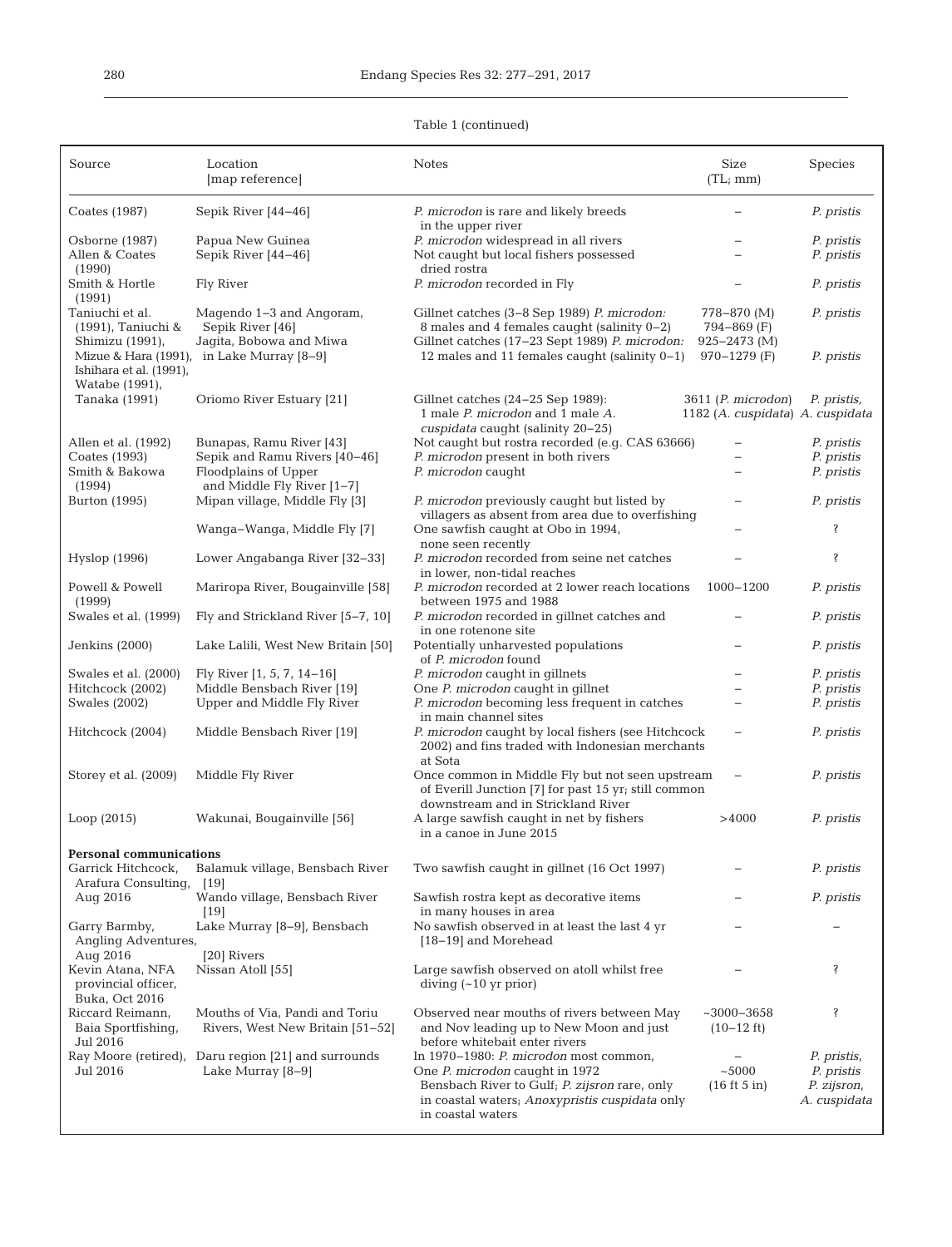Table 1 (continued)

| Source | Location [map reference] | Notes | Size (TL; mm) | Species |
|---|---|---|---|---|
| Coates (1987) | Sepik River [44–46] | *P. microdon* is rare and likely breeds in the upper river | – | *P. pristis* |
| Osborne (1987) | Papua New Guinea | *P. microdon* widespread in all rivers | – | *P. pristis* |
| Allen & Coates (1990) | Sepik River [44–46] | Not caught but local fishers possessed dried rostra | – | *P. pristis* |
| Smith & Hortle (1991) | Fly River | *P. microdon* recorded in Fly | – | *P. pristis* |
| Taniuchi et al. (1991), Taniuchi & Shimizu (1991), | Magendo 1–3 and Angoram, Sepik River [46] | Gillnet catches (3–8 Sep 1989) *P. microdon:* 8 males and 4 females caught (salinity 0–2) | 778–870 (M) 794–869 (F) | *P. pristis* |
| Mizue & Hara (1991), Ishihara et al. (1991), Watabe (1991), | Jagita, Bobowa and Miwa in Lake Murray [8–9] | Gillnet catches (17–23 Sept 1989) *P. microdon:* 12 males and 11 females caught (salinity 0–1) | 925–2473 (M) 970–1279 (F) | *P. pristis* |
| Tanaka (1991) | Oriomo River Estuary [21] | Gillnet catches (24–25 Sep 1989): 1 male *P. microdon* and 1 male *A. cuspidata* caught (salinity 20–25) | 3611 (*P. microdon*) 1182 (*A. cuspidata*) | *P. pristis, A. cuspidata* |
| Allen et al. (1992) | Bunapas, Ramu River [43] | Not caught but rostra recorded (e.g. CAS 63666) | – | *P. pristis* |
| Coates (1993) | Sepik and Ramu Rivers [40–46] | *P. microdon* present in both rivers | – | *P. pristis* |
| Smith & Bakowa (1994) | Floodplains of Upper and Middle Fly River [1–7] | *P. microdon* caught | – | *P. pristis* |
| Burton (1995) | Mipan village, Middle Fly [3] | *P. microdon* previously caught but listed by villagers as absent from area due to overfishing | – | *P. pristis* |
| | Wanga–Wanga, Middle Fly [7] | One sawfish caught at Obo in 1994, none seen recently | – | ? |
| Hyslop (1996) | Lower Angabanga River [32–33] | *P. microdon* recorded from seine net catches in lower, non-tidal reaches | – | ? |
| Powell & Powell (1999) | Maripora River, Bougainville [58] | *P. microdon* recorded at 2 lower reach locations between 1975 and 1988 | 1000–1200 | *P. pristis* |
| Swales et al. (1999) | Fly and Strickland River [5–7, 10] | *P. microdon* recorded in gillnet catches and in one rotenone site | – | *P. pristis* |
| Jenkins (2000) | Lake Lalili, West New Britain [50] | Potentially unharvested populations of *P. microdon* found | – | *P. pristis* |
| Swales et al. (2000) | Fly River [1, 5, 7, 14–16] | *P. microdon* caught in gillnets | – | *P. pristis* |
| Hitchcock (2002) | Middle Bensbach River [19] | One *P. microdon* caught in gillnet | – | *P. pristis* |
| Swales (2002) | Upper and Middle Fly River | *P. microdon* becoming less frequent in catches in main channel sites | – | *P. pristis* |
| Hitchcock (2004) | Middle Bensbach River [19] | *P. microdon* caught by local fishers (see Hitchcock 2002) and fins traded with Indonesian merchants at Sota | – | *P. pristis* |
| Storey et al. (2009) | Middle Fly River | Once common in Middle Fly but not seen upstream of Everill Junction [7] for past 15 yr; still common downstream and in Strickland River | – | *P. pristis* |
| Loop (2015) | Wakunai, Bougainville [56] | A large sawfish caught in net by fishers in a canoe in June 2015 | >4000 | *P. pristis* |
| **Personal communications** | | | | |
| Garrick Hitchcock, Arafura Consulting, Aug 2016 | Balamuk village, Bensbach River [19] | Two sawfish caught in gillnet (16 Oct 1997) | – | *P. pristis* |
| | Wando village, Bensbach River [19] | Sawfish rostra kept as decorative items in many houses in area | – | *P. pristis* |
| Garry Barmby, Angling Adventures, Aug 2016 | Lake Murray [8–9], Bensbach [18–19] and Morehead [20] Rivers | No sawfish observed in at least the last 4 yr | – | – |
| Kevin Atana, NFA provincial officer, Buka, Oct 2016 | Nissan Atoll [55] | Large sawfish observed on atoll whilst free diving (~10 yr prior) | – | ? |
| Riccard Reimann, Baia Sportfishing, Jul 2016 | Mouths of Via, Pandi and Toriu Rivers, West New Britain [51–52] | Observed near mouths of rivers between May and Nov leading up to New Moon and just before whitebait enter rivers | ~3000–3658 (10–12 ft) | ? |
| Ray Moore (retired), Jul 2016 | Daru region [21] and surrounds Lake Murray [8–9] | In 1970–1980: *P. microdon* most common, One *P. microdon* caught in 1972 Bensbach River to Gulf; *P. zijsron* rare, only in coastal waters; *Anoxypristis cuspidata* only in coastal waters | – ~5000 (16 ft 5 in) | *P. pristis*, *P. pristis* *P. zijsron*, *A. cuspidata* |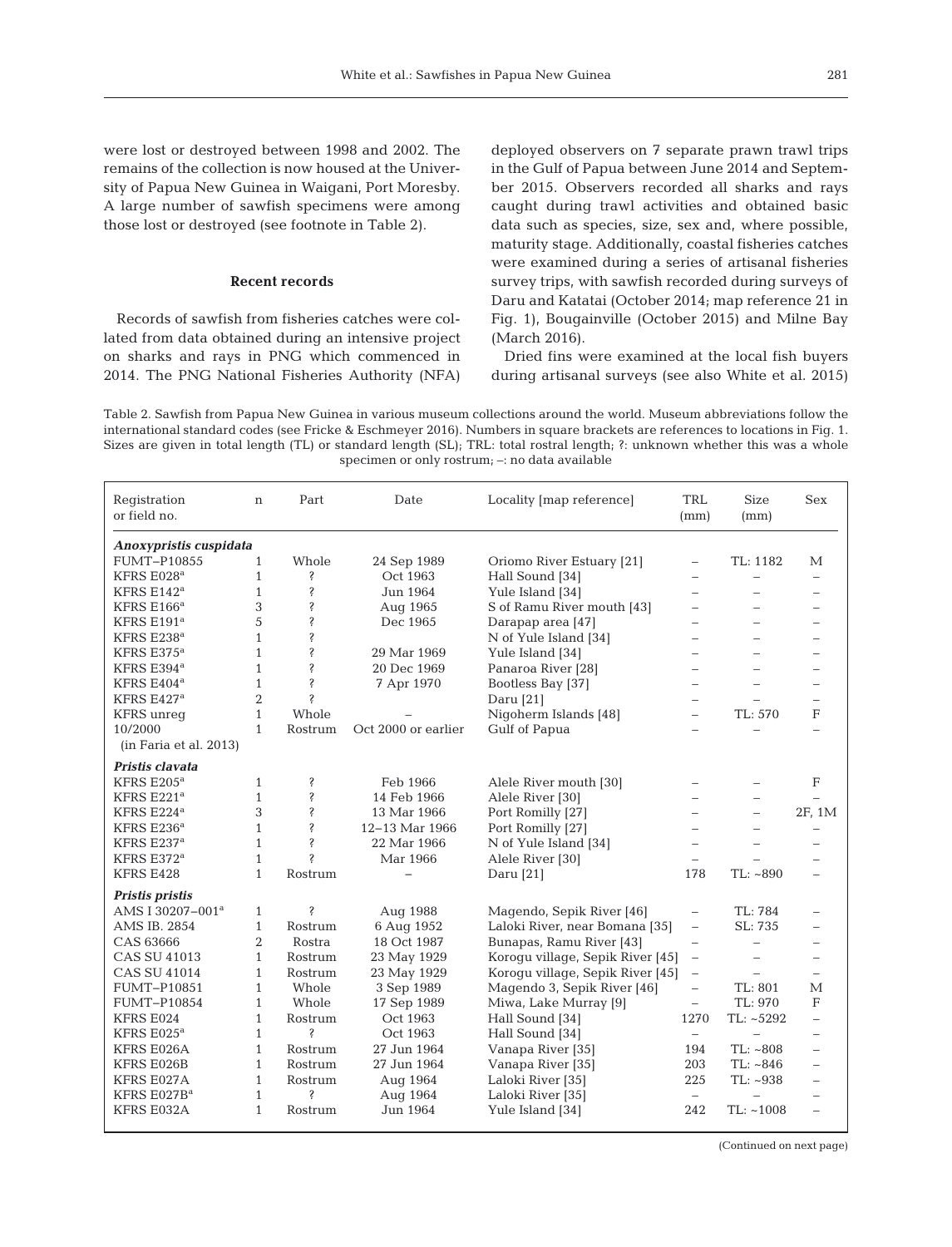were lost or destroyed between 1998 and 2002. The remains of the collection is now housed at the University of Papua New Guinea in Waigani, Port Moresby. A large number of sawfish specimens were among those lost or destroyed (see footnote in Table 2).

### Recent records

Records of sawfish from fisheries catches were collated from data obtained during an intensive project on sharks and rays in PNG which commenced in 2014. The PNG National Fisheries Authority (NFA) deployed observers on 7 separate prawn trawl trips in the Gulf of Papua between June 2014 and September 2015. Observers recorded all sharks and rays caught during trawl activities and obtained basic data such as species, size, sex and, where possible, maturity stage. Additionally, coastal fisheries catches were examined during a series of artisanal fisheries survey trips, with sawfish recorded during surveys of Daru and Katatai (October 2014; map reference 21 in Fig. 1), Bougainville (October 2015) and Milne Bay (March 2016).

Dried fins were examined at the local fish buyers during artisanal surveys (see also White et al. 2015)

Table 2. Sawfish from Papua New Guinea in various museum collections around the world. Museum abbreviations follow the international standard codes (see Fricke & Eschmeyer 2016). Numbers in square brackets are references to locations in Fig. 1. Sizes are given in total length (TL) or standard length (SL); TRL: total rostral length; ?: unknown whether this was a whole specimen or only rostrum; –: no data available

| Registration or field no. | n | Part | Date | Locality [map reference] | TRL (mm) | Size (mm) | Sex |
|---|---|---|---|---|---|---|---|
| ***Anoxypristis cuspidata*** | | | | | | | |
| FUMT–P10855 | 1 | Whole | 24 Sep 1989 | Oriomo River Estuary [21] | – | TL: 1182 | M |
| KFRS E028[a] | 1 | ? | Oct 1963 | Hall Sound [34] | – | – | – |
| KFRS E142[a] | 1 | ? | Jun 1964 | Yule Island [34] | – | – | – |
| KFRS E166[a] | 3 | ? | Aug 1965 | S of Ramu River mouth [43] | – | – | – |
| KFRS E191[a] | 5 | ? | Dec 1965 | Darapap area [47] | – | – | – |
| KFRS E238[a] | 1 | ? | | N of Yule Island [34] | – | – | – |
| KFRS E375[a] | 1 | ? | 29 Mar 1969 | Yule Island [34] | – | – | – |
| KFRS E394[a] | 1 | ? | 20 Dec 1969 | Panaroa River [28] | – | – | – |
| KFRS E404[a] | 1 | ? | 7 Apr 1970 | Bootless Bay [37] | – | – | – |
| KFRS E427[a] | 2 | ? | | Daru [21] | – | – | – |
| KFRS unreg | 1 | Whole | – | Nigoherm Islands [48] | – | TL: 570 | F |
| 10/2000 (in Faria et al. 2013) | 1 | Rostrum | Oct 2000 or earlier | Gulf of Papua | – | – | – |
| ***Pristis clavata*** | | | | | | | |
| KFRS E205[a] | 1 | ? | Feb 1966 | Alele River mouth [30] | – | – | F |
| KFRS E221[a] | 1 | ? | 14 Feb 1966 | Alele River [30] | – | – | – |
| KFRS E224[a] | 3 | ? | 13 Mar 1966 | Port Romilly [27] | – | – | 2F, 1M |
| KFRS E236[a] | 1 | ? | 12–13 Mar 1966 | Port Romilly [27] | – | – | – |
| KFRS E237[a] | 1 | ? | 22 Mar 1966 | N of Yule Island [34] | – | – | – |
| KFRS E372[a] | 1 | ? | Mar 1966 | Alele River [30] | – | – | – |
| KFRS E428 | 1 | Rostrum | – | Daru [21] | 178 | TL: ~890 | – |
| ***Pristis pristis*** | | | | | | | |
| AMS I 30207–001[a] | 1 | ? | Aug 1988 | Magendo, Sepik River [46] | – | TL: 784 | – |
| AMS IB. 2854 | 1 | Rostrum | 6 Aug 1952 | Laloki River, near Bomana [35] | – | SL: 735 | – |
| CAS 63666 | 2 | Rostra | 18 Oct 1987 | Bunapas, Ramu River [43] | – | – | – |
| CAS SU 41013 | 1 | Rostrum | 23 May 1929 | Korogu village, Sepik River [45] | – | – | – |
| CAS SU 41014 | 1 | Rostrum | 23 May 1929 | Korogu village, Sepik River [45] | – | – | – |
| FUMT–P10851 | 1 | Whole | 3 Sep 1989 | Magendo 3, Sepik River [46] | – | TL: 801 | M |
| FUMT–P10854 | 1 | Whole | 17 Sep 1989 | Miwa, Lake Murray [9] | – | TL: 970 | F |
| KFRS E024 | 1 | Rostrum | Oct 1963 | Hall Sound [34] | 1270 | TL: ~5292 | – |
| KFRS E025[a] | 1 | ? | Oct 1963 | Hall Sound [34] | – | – | – |
| KFRS E026A | 1 | Rostrum | 27 Jun 1964 | Vanapa River [35] | 194 | TL: ~808 | – |
| KFRS E026B | 1 | Rostrum | 27 Jun 1964 | Vanapa River [35] | 203 | TL: ~846 | – |
| KFRS E027A | 1 | Rostrum | Aug 1964 | Laloki River [35] | 225 | TL: ~938 | – |
| KFRS E027B[a] | 1 | ? | Aug 1964 | Laloki River [35] | – | – | – |
| KFRS E032A | 1 | Rostrum | Jun 1964 | Yule Island [34] | 242 | TL: ~1008 | – |

(Continued on next page)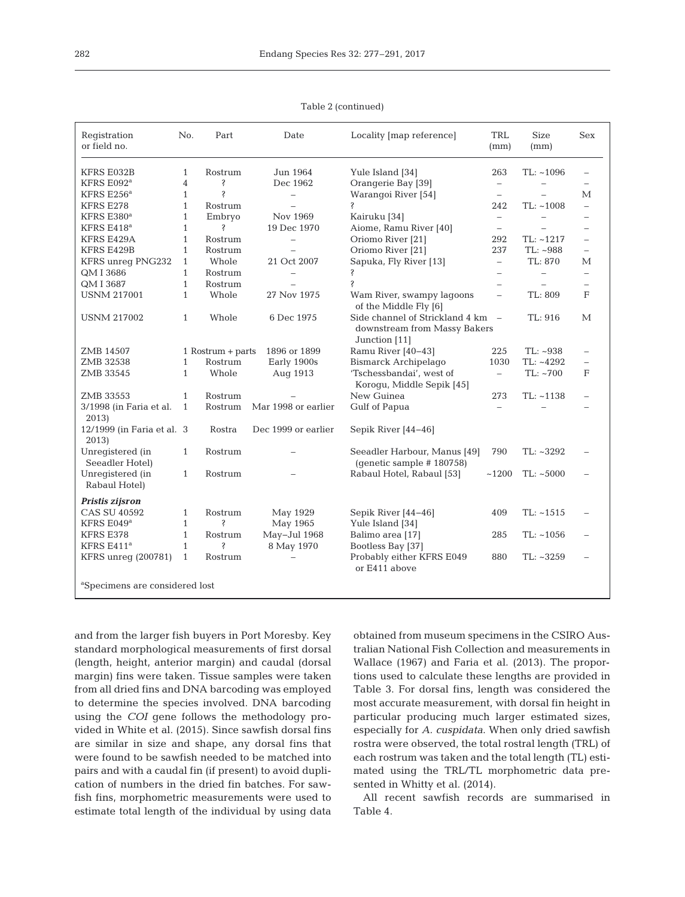Table 2 (continued)

| Registration or field no. | No. | Part | Date | Locality [map reference] | TRL (mm) | Size (mm) | Sex |
|---|---|---|---|---|---|---|---|
| KFRS E032B | 1 | Rostrum | Jun 1964 | Yule Island [34] | 263 | TL: ~1096 | – |
| KFRS E092[a] | 4 | ? | Dec 1962 | Orangerie Bay [39] | – | – | – |
| KFRS E256[a] | 1 | ? | – | Warangoi River [54] | – | – | M |
| KFRS E278 | 1 | Rostrum | – | ? | 242 | TL: ~1008 | – |
| KFRS E380[a] | 1 | Embryo | Nov 1969 | Kairuku [34] | – | – | – |
| KFRS E418[a] | 1 | ? | 19 Dec 1970 | Aiome, Ramu River [40] | – | – | – |
| KFRS E429A | 1 | Rostrum | – | Oriomo River [21] | 292 | TL: ~1217 | – |
| KFRS E429B | 1 | Rostrum | – | Oriomo River [21] | 237 | TL: ~988 | – |
| KFRS unreg PNG232 | 1 | Whole | 21 Oct 2007 | Sapuka, Fly River [13] | – | TL: 870 | M |
| QM I 3686 | 1 | Rostrum | – | ? | – | – | – |
| QM I 3687 | 1 | Rostrum | – | ? | – | – | – |
| USNM 217001 | 1 | Whole | 27 Nov 1975 | Wam River, swampy lagoons of the Middle Fly [6] | – | TL: 809 | F |
| USNM 217002 | 1 | Whole | 6 Dec 1975 | Side channel of Strickland 4 km downstream from Massy Bakers Junction [11] | – | TL: 916 | M |
| ZMB 14507 | 1 | Rostrum + parts | 1896 or 1899 | Ramu River [40–43] | 225 | TL: ~938 | – |
| ZMB 32538 | 1 | Rostrum | Early 1900s | Bismarck Archipelago | 1030 | TL: ~4292 | – |
| ZMB 33545 | 1 | Whole | Aug 1913 | 'Tschessbandai', west of Korogu, Middle Sepik [45] | – | TL: ~700 | F |
| ZMB 33553 | 1 | Rostrum | – | New Guinea | 273 | TL: ~1138 | – |
| 3/1998 (in Faria et al. 2013) | 1 | Rostrum | Mar 1998 or earlier | Gulf of Papua | – | – | – |
| 12/1999 (in Faria et al. 2013) | 3 | Rostra | Dec 1999 or earlier | Sepik River [44–46] | | | |
| Unregistered (in Seeadler Hotel) | 1 | Rostrum | – | Seeadler Harbour, Manus [49] (genetic sample # 180758) | 790 | TL: ~3292 | – |
| Unregistered (in Rabaul Hotel) | 1 | Rostrum | – | Rabaul Hotel, Rabaul [53] | ~1200 | TL: ~5000 | – |
| ***Pristis zijsron*** | | | | | | | |
| CAS SU 40592 | 1 | Rostrum | May 1929 | Sepik River [44–46] | 409 | TL: ~1515 | – |
| KFRS E049[a] | 1 | ? | May 1965 | Yule Island [34] | | | |
| KFRS E378 | 1 | Rostrum | May–Jul 1968 | Balimo area [17] | 285 | TL: ~1056 | – |
| KFRS E411[a] | 1 | ? | 8 May 1970 | Bootless Bay [37] | | | |
| KFRS unreg (200781) | 1 | Rostrum | – | Probably either KFRS E049 or E411 above | 880 | TL: ~3259 | – |

[a]Specimens are considered lost

and from the larger fish buyers in Port Moresby. Key standard morphological measurements of first dorsal (length, height, anterior margin) and caudal (dorsal margin) fins were taken. Tissue samples were taken from all dried fins and DNA barcoding was employed to determine the species involved. DNA barcoding using the *COI* gene follows the methodology provided in White et al. (2015). Since sawfish dorsal fins are similar in size and shape, any dorsal fins that were found to be sawfish needed to be matched into pairs and with a caudal fin (if present) to avoid duplication of numbers in the dried fin batches. For sawfish fins, morphometric measurements were used to estimate total length of the individual by using data obtained from museum specimens in the CSIRO Australian National Fish Collection and measurements in Wallace (1967) and Faria et al. (2013). The proportions used to calculate these lengths are provided in Table 3. For dorsal fins, length was considered the most accurate measurement, with dorsal fin height in particular producing much larger estimated sizes, especially for *A. cuspidata*. When only dried sawfish rostra were observed, the total rostral length (TRL) of each rostrum was taken and the total length (TL) estimated using the TRL/TL morphometric data presented in Whitty et al. (2014).

All recent sawfish records are summarised in Table 4.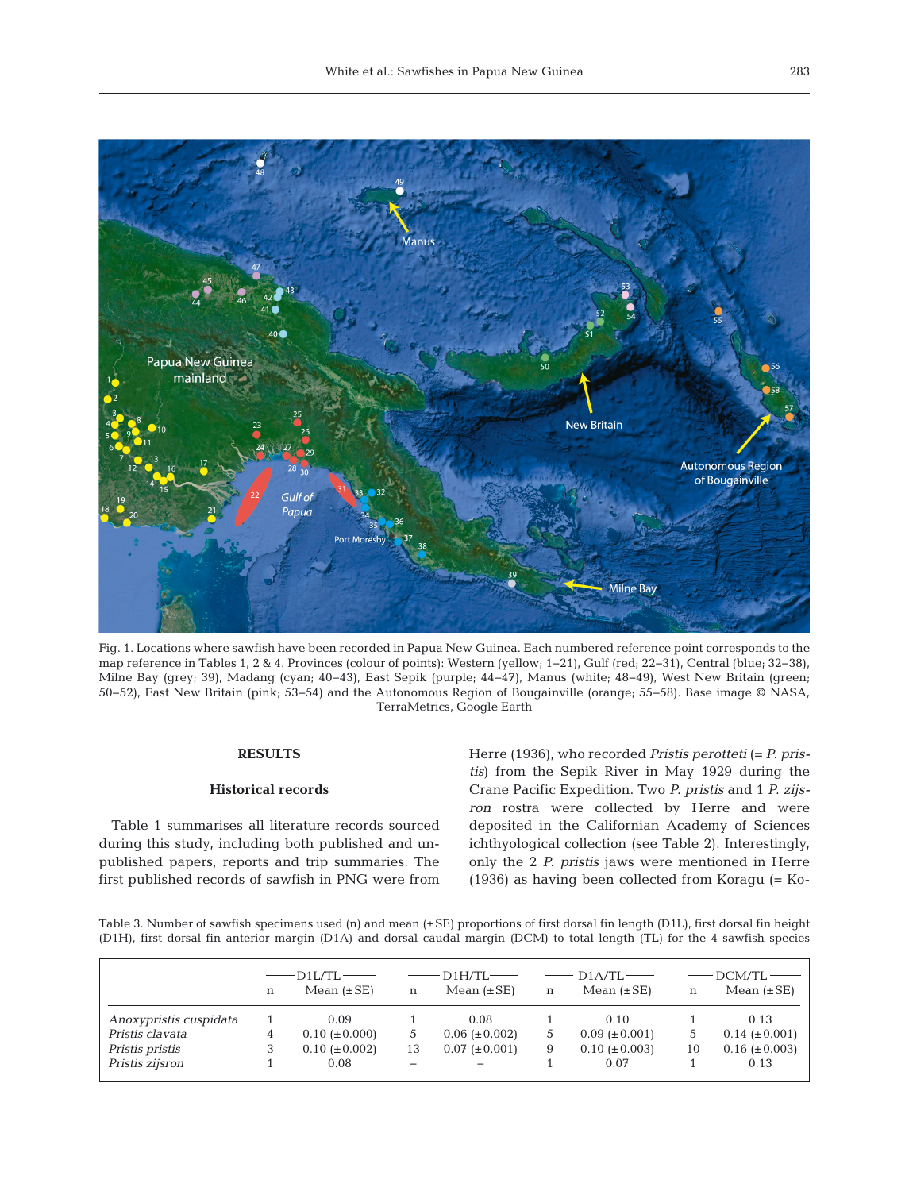Fig. 1. Locations where sawfish have been recorded in Papua New Guinea. Each numbered reference point corresponds to the map reference in Tables 1, 2 & 4. Provinces (colour of points): Western (yellow; 1–21), Gulf (red; 22–31), Central (blue; 32–38), Milne Bay (grey; 39), Madang (cyan; 40–43), East Sepik (purple; 44–47), Manus (white; 48–49), West New Britain (green; 50–52), East New Britain (pink; 53–54) and the Autonomous Region of Bougainville (orange; 55–58). Base image © NASA, TerraMetrics, Google Earth

## RESULTS

### Historical records

Table 1 summarises all literature records sourced during this study, including both published and unpublished papers, reports and trip summaries. The first published records of sawfish in PNG were from Herre (1936), who recorded *Pristis perotteti* (= *P. pristis*) from the Sepik River in May 1929 during the Crane Pacific Expedition. Two *P. pristis* and 1 *P. zijsron* rostra were collected by Herre and were deposited in the Californian Academy of Sciences ichthyological collection (see Table 2). Interestingly, only the 2 *P. pristis* jaws were mentioned in Herre (1936) as having been collected from Koragu (= Ko-

Table 3. Number of sawfish specimens used (n) and mean (±SE) proportions of first dorsal fin length (D1L), first dorsal fin height (D1H), first dorsal fin anterior margin (D1A) and dorsal caudal margin (DCM) to total length (TL) for the 4 sawfish species

| | D1L/TL | | D1H/TL | | D1A/TL | | DCM/TL | |
|---|---|---|---|---|---|---|---|---|
| | n | Mean (±SE) | n | Mean (±SE) | n | Mean (±SE) | n | Mean (±SE) |
| *Anoxypristis cuspidata* | 1 | 0.09 | 1 | 0.08 | 1 | 0.10 | 1 | 0.13 |
| *Pristis clavata* | 4 | 0.10 (±0.000) | 5 | 0.06 (±0.002) | 5 | 0.09 (±0.001) | 5 | 0.14 (±0.001) |
| *Pristis pristis* | 3 | 0.10 (±0.002) | 13 | 0.07 (±0.001) | 9 | 0.10 (±0.003) | 10 | 0.16 (±0.003) |
| *Pristis zijsron* | 1 | 0.08 | – | – | 1 | 0.07 | 1 | 0.13 |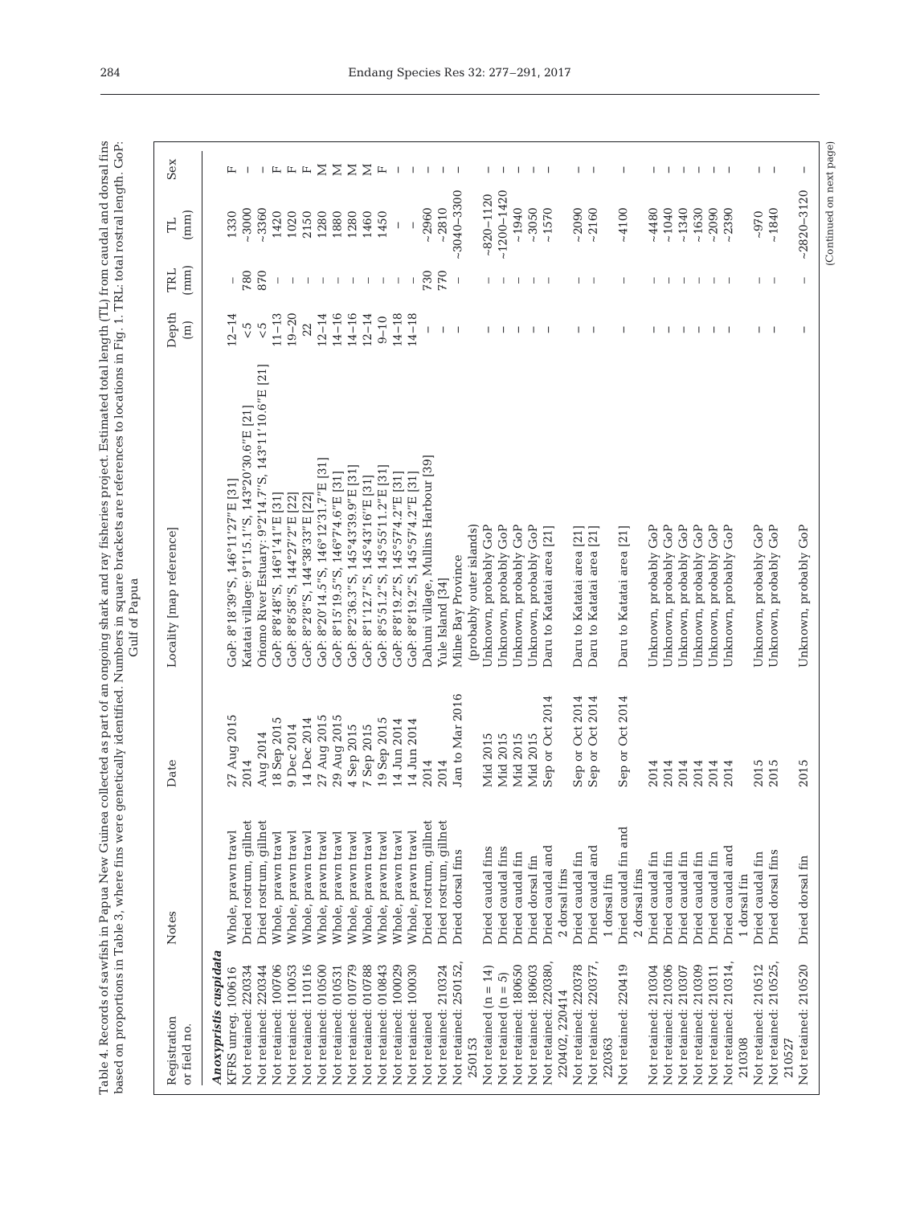Table 4. Records of sawfish in Papua New Guinea collected as part of an ongoing shark and ray fisheries project. Estimated total length (TL) from caudal and dorsal fins based on proportions in Table 3, where fins were genetically identified. Numbers in square brackets are references to locations in Fig. 1. TRL: total rostral length. GoP: Gulf of Papua

| Registration or field no. | Notes | Date | Locality [map reference] | Depth (m) | TRL (mm) | TL (mm) | Sex |
|---|---|---|---|---|---|---|---|
| ***Anoxypristis cuspidata*** | | | | | | | |
| KFRS unreg. 100616 | Whole, prawn trawl | 27 Aug 2015 | GoP: 8°18′39″S, 146°11′27″E [31] | 12–14 | – | 1330 | F |
| Not retained: 220334 | Dried rostrum, gillnet | 2014 | Katatai village: 9°1′15.1″S, 143°20′30.6″E [21] | <5 | 780 | ~3000 | – |
| Not retained: 220344 | Dried rostrum, gillnet | Aug 2014 | Oriomo River Estuary: 9°2′14.7″S, 143°11′10.6″E [21] | <5 | 870 | ~3360 | – |
| Not retained: 100706 | Whole, prawn trawl | 18 Sep 2015 | GoP: 8°8′48″S, 146°1′41″E [31] | 11–13 | – | 1420 | F |
| Not retained: 110053 | Whole, prawn trawl | 9 Dec 2014 | GoP: 8°8′58″S, 144°27′2″E [22] | 19–20 | – | 1020 | F |
| Not retained: 110116 | Whole, prawn trawl | 14 Dec 2014 | GoP: 8°2′8″S, 144°38′33″E [22] | 22 | – | 2150 | F |
| Not retained: 010500 | Whole, prawn trawl | 27 Aug 2015 | GoP: 8°20′14.5″S, 146°12′31.7″E [31] | 12–14 | – | 1280 | M |
| Not retained: 010531 | Whole, prawn trawl | 29 Aug 2015 | GoP: 8°1′5′19.5″S, 146°7′4.6″E [31] | 14–16 | – | 1880 | M |
| Not retained: 010779 | Whole, prawn trawl | 4 Sep 2015 | GoP: 8°2′36.3″S, 145°43′39.9″E [31] | 14–16 | – | 1280 | M |
| Not retained: 010788 | Whole, prawn trawl | 7 Sep 2015 | GoP: 8°1′12.7″S, 145°43′16″E [31] | 12–14 | – | 1460 | M |
| Not retained: 010843 | Whole, prawn trawl | 19 Sep 2015 | GoP: 8°5′51.2″S, 145°55′11.2″E [31] | 9–10 | – | 1450 | F |
| Not retained: 100029 | Whole, prawn trawl | 14 Jun 2014 | GoP: 8°8′19.2″S, 145°57′4.2″E [31] | 14–18 | – | – | – |
| Not retained: 100030 | Whole, prawn trawl | 14 Jun 2014 | GoP: 8°8′19.2″S, 145°57′4.2″E [31] | 14–18 | – | – | – |
| Not retained | Dried rostrum, gillnet | 2014 | Dahuni village, Mullins Harbour [39] | – | 730 | ~2960 | – |
| Not retained: 210324 | Dried rostrum, gillnet | 2014 | Yule Island [34] | – | 770 | ~2810 | – |
| Not retained: 250152, 250153 | Dried dorsal fins | Jan to Mar 2016 | Milne Bay Province (probably outer islands) | – | – | ~3040–3300 | – |
| Not retained (n = 14) | Dried caudal fins | Mid 2015 | Unknown, probably GoP | – | – | ~820–1120 | – |
| Not retained (n = 5) | Dried caudal fins | Mid 2015 | Unknown, probably GoP | – | – | ~1200–1420 | – |
| Not retained: 180650 | Dried caudal fin | Mid 2015 | Unknown, probably GoP | – | – | ~1940 | – |
| Not retained: 180603 | Dried dorsal fin | Mid 2015 | Unknown, probably GoP | – | – | ~3050 | – |
| Not retained: 220380, 220402, 220414 | Dried caudal and 2 dorsal fins | Sep or Oct 2014 | Daru to Katatai area [21] | – | – | ~1570 | – |
| Not retained: 220378 | Dried caudal fin | Sep or Oct 2014 | Daru to Katatai area [21] | – | – | ~2090 | – |
| Not retained: 220377, 220363 | Dried caudal and 1 dorsal fin | Sep or Oct 2014 | Daru to Katatai area [21] | – | – | ~2160 | – |
| Not retained: 220419 | Dried caudal fin and 2 dorsal fins | Sep or Oct 2014 | Daru to Katatai area [21] | – | – | ~4100 | – |
| Not retained: 210304 | Dried caudal fin | 2014 | Unknown, probably GoP | – | – | ~4480 | – |
| Not retained: 210306 | Dried caudal fin | 2014 | Unknown, probably GoP | – | – | ~1040 | – |
| Not retained: 210307 | Dried caudal fin | 2014 | Unknown, probably GoP | – | – | ~1340 | – |
| Not retained: 210309 | Dried caudal fin | 2014 | Unknown, probably GoP | – | – | ~1630 | – |
| Not retained: 210311 | Dried caudal fin | 2014 | Unknown, probably GoP | – | – | ~2090 | – |
| Not retained: 210314, 210308 | Dried caudal and 1 dorsal fin | 2014 | Unknown, probably GoP | – | – | ~2390 | – |
| Not retained: 210512 | Dried caudal fin | 2015 | Unknown, probably GoP | – | – | ~970 | – |
| Not retained: 210525, 210527 | Dried dorsal fins | 2015 | Unknown, probably GoP | – | – | ~1840 | – |
| Not retained: 210520 | Dried dorsal fin | 2015 | Unknown, probably GoP | – | – | ~2820–3120 | – |

(Continued on next page)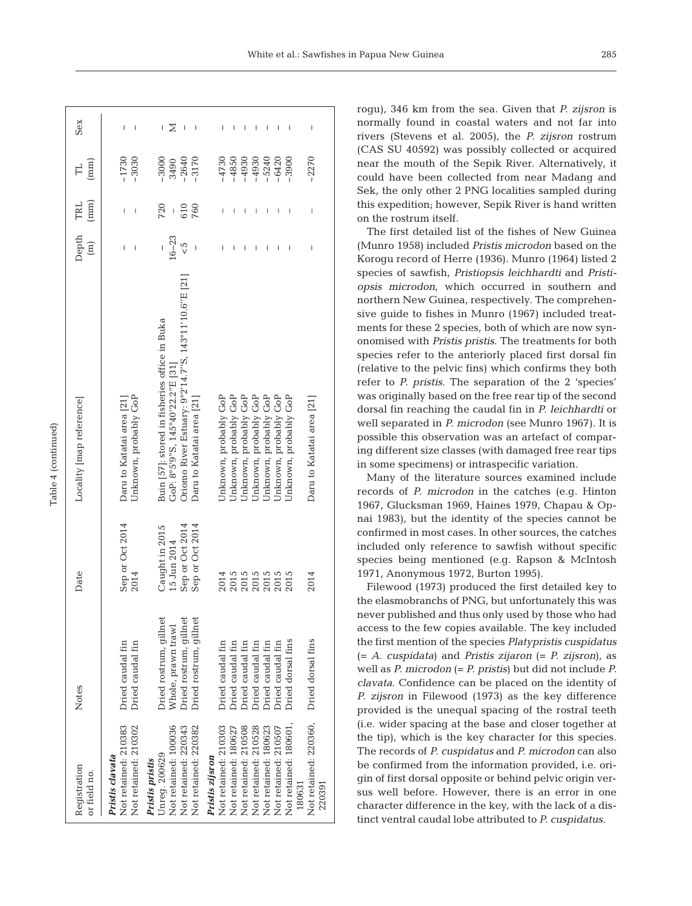Table 4 (continued)

| Registration or field no. | Notes | Date | Locality [map reference] | Depth (m) | TRL (mm) | TL (mm) | Sex |
|---|---|---|---|---|---|---|---|
| ***Pristis clavata*** | | | | | | | |
| Not retained: 210383 | Dried caudal fin | Sep or Oct 2014 | Daru to Katatai area [21] | – | – | ~1730 | – |
| Not retained: 210302 | Dried caudal fin | 2014 | Unknown, probably GoP | – | – | ~3030 | – |
| ***Pristis pristis*** | | | | | | | |
| Unreg. 200629 | Dried rostrum, gillnet | Caught in 2015 | Buin [57]: stored in fisheries office in Buka | – | 720 | ~3000 | – |
| Not retained: 100036 | Whole, prawn trawl | 15 Jun 2014 | GoP: 8°5'9''S, 145°40'22.2''E [31] | 16–23 | – | 3490 | M |
| Not retained: 220343 | Dried rostrum, gillnet | Sep or Oct 2014 | Oriomo River Estuary: 9°2'14.7''S, 143°11'10.6''E [21] | <5 | 610 | ~2640 | – |
| Not retained: 220382 | Dried rostrum, gillnet | Sep or Oct 2014 | Daru to Katatai area [21] | – | 760 | ~3170 | – |
| ***Pristis zijsron*** | | | | | | | |
| Not retained: 210303 | Dried caudal fin | 2014 | Unknown, probably GoP | – | – | ~4730 | – |
| Not retained: 180627 | Dried caudal fin | 2015 | Unknown, probably GoP | – | – | ~4850 | – |
| Not retained: 210508 | Dried caudal fin | 2015 | Unknown, probably GoP | – | – | ~4930 | – |
| Not retained: 210528 | Dried caudal fin | 2015 | Unknown, probably GoP | – | – | ~4930 | – |
| Not retained: 180623 | Dried caudal fin | 2015 | Unknown, probably GoP | – | – | ~5240 | – |
| Not retained: 210507 | Dried caudal fin | 2015 | Unknown, probably GoP | – | – | ~6420 | – |
| Not retained: 180601, 180631 | Dried dorsal fins | 2015 | Unknown, probably GoP | – | – | ~3900 | – |
| Not retained: 220360, 220391 | Dried dorsal fins | 2014 | Daru to Katatai area [21] | – | – | ~2270 | – |

rogu), 346 km from the sea. Given that *P. zijsron* is normally found in coastal waters and not far into rivers (Stevens et al. 2005), the *P. zijsron* rostrum (CAS SU 40592) was possibly collected or acquired near the mouth of the Sepik River. Alternatively, it could have been collected from near Madang and Sek, the only other 2 PNG localities sampled during this expedition; however, Sepik River is hand written on the rostrum itself.

The first detailed list of the fishes of New Guinea (Munro 1958) included *Pristis microdon* based on the Korogu record of Herre (1936). Munro (1964) listed 2 species of sawfish, *Pristiopsis leichhardti* and *Pristiopsis microdon*, which occurred in southern and northern New Guinea, respectively. The comprehensive guide to fishes in Munro (1967) included treatments for these 2 species, both of which are now synonomised with *Pristis pristis*. The treatments for both species refer to the anteriorly placed first dorsal fin (relative to the pelvic fins) which confirms they both refer to *P. pristis*. The separation of the 2 'species' was originally based on the free rear tip of the second dorsal fin reaching the caudal fin in *P. leichhardti* or well separated in *P. microdon* (see Munro 1967). It is possible this observation was an artefact of comparing different size classes (with damaged free rear tips in some specimens) or intraspecific variation.

Many of the literature sources examined include records of *P. microdon* in the catches (e.g. Hinton 1967, Glucksman 1969, Haines 1979, Chapau & Opnai 1983), but the identity of the species cannot be confirmed in most cases. In other sources, the catches included only reference to sawfish without specific species being mentioned (e.g. Rapson & McIntosh 1971, Anonymous 1972, Burton 1995).

Filewood (1973) produced the first detailed key to the elasmobranchs of PNG, but unfortunately this was never published and thus only used by those who had access to the few copies available. The key included the first mention of the species *Platypristis cuspidatus* (= *A. cuspidata*) and *Pristis zijaron* (= *P. zijsron*), as well as *P. microdon* (= *P. pristis*) but did not include *P. clavata*. Confidence can be placed on the identity of *P. zijsron* in Filewood (1973) as the key difference provided is the unequal spacing of the rostral teeth (i.e. wider spacing at the base and closer together at the tip), which is the key character for this species. The records of *P. cuspidatus* and *P. microdon* can also be confirmed from the information provided, i.e. origin of first dorsal opposite or behind pelvic origin versus well before. However, there is an error in one character difference in the key, with the lack of a distinct ventral caudal lobe attributed to *P. cuspidatus*.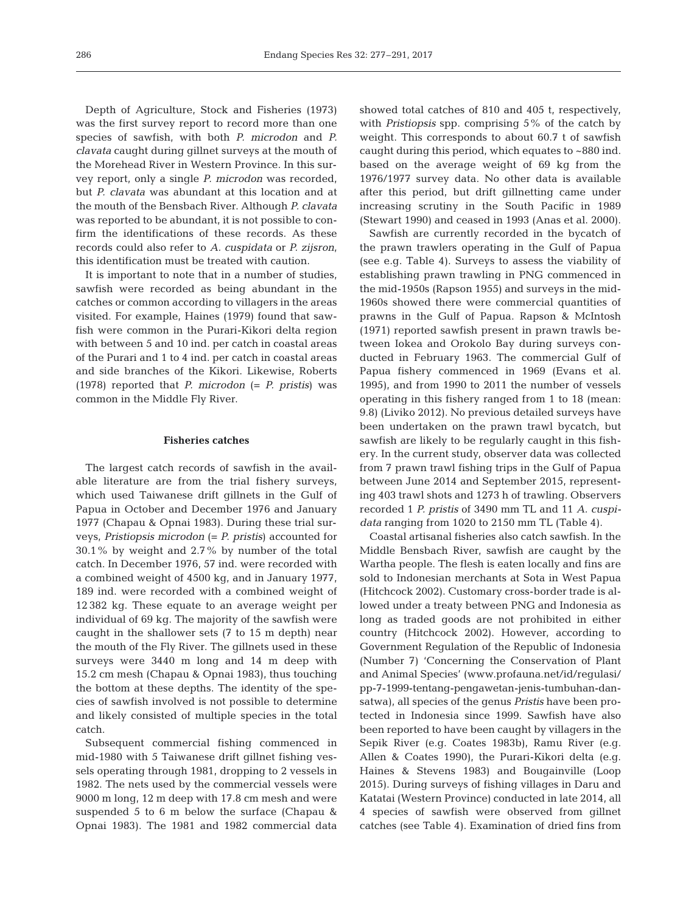Depth of Agriculture, Stock and Fisheries (1973) was the first survey report to record more than one species of sawfish, with both *P. microdon* and *P. clavata* caught during gillnet surveys at the mouth of the Morehead River in Western Province. In this survey report, only a single *P. microdon* was recorded, but *P. clavata* was abundant at this location and at the mouth of the Bensbach River. Although *P. clavata* was reported to be abundant, it is not possible to confirm the identifications of these records. As these records could also refer to *A. cuspidata* or *P. zijsron*, this identification must be treated with caution.

It is important to note that in a number of studies, sawfish were recorded as being abundant in the catches or common according to villagers in the areas visited. For example, Haines (1979) found that sawfish were common in the Purari-Kikori delta region with between 5 and 10 ind. per catch in coastal areas of the Purari and 1 to 4 ind. per catch in coastal areas and side branches of the Kikori. Likewise, Roberts (1978) reported that *P. microdon* (= *P. pristis*) was common in the Middle Fly River.

### Fisheries catches

The largest catch records of sawfish in the available literature are from the trial fishery surveys, which used Taiwanese drift gillnets in the Gulf of Papua in October and December 1976 and January 1977 (Chapau & Opnai 1983). During these trial surveys, *Pristiopsis microdon* (= *P. pristis*) accounted for 30.1% by weight and 2.7% by number of the total catch. In December 1976, 57 ind. were recorded with a combined weight of 4500 kg, and in January 1977, 189 ind. were recorded with a combined weight of 12 382 kg. These equate to an average weight per individual of 69 kg. The majority of the sawfish were caught in the shallower sets (7 to 15 m depth) near the mouth of the Fly River. The gillnets used in these surveys were 3440 m long and 14 m deep with 15.2 cm mesh (Chapau & Opnai 1983), thus touching the bottom at these depths. The identity of the species of sawfish involved is not possible to determine and likely consisted of multiple species in the total catch.

Subsequent commercial fishing commenced in mid-1980 with 5 Taiwanese drift gillnet fishing vessels operating through 1981, dropping to 2 vessels in 1982. The nets used by the commercial vessels were 9000 m long, 12 m deep with 17.8 cm mesh and were suspended 5 to 6 m below the surface (Chapau & Opnai 1983). The 1981 and 1982 commercial data showed total catches of 810 and 405 t, respectively, with *Pristiopsis* spp. comprising 5% of the catch by weight. This corresponds to about 60.7 t of sawfish caught during this period, which equates to ~880 ind. based on the average weight of 69 kg from the 1976/1977 survey data. No other data is available after this period, but drift gillnetting came under increasing scrutiny in the South Pacific in 1989 (Stewart 1990) and ceased in 1993 (Anas et al. 2000).

Sawfish are currently recorded in the bycatch of the prawn trawlers operating in the Gulf of Papua (see e.g. Table 4). Surveys to assess the viability of establishing prawn trawling in PNG commenced in the mid-1950s (Rapson 1955) and surveys in the mid-1960s showed there were commercial quantities of prawns in the Gulf of Papua. Rapson & McIntosh (1971) reported sawfish present in prawn trawls between Iokea and Orokolo Bay during surveys conducted in February 1963. The commercial Gulf of Papua fishery commenced in 1969 (Evans et al. 1995), and from 1990 to 2011 the number of vessels operating in this fishery ranged from 1 to 18 (mean: 9.8) (Liviko 2012). No previous detailed surveys have been undertaken on the prawn trawl bycatch, but sawfish are likely to be regularly caught in this fishery. In the current study, observer data was collected from 7 prawn trawl fishing trips in the Gulf of Papua between June 2014 and September 2015, representing 403 trawl shots and 1273 h of trawling. Observers recorded 1 *P. pristis* of 3490 mm TL and 11 *A. cuspidata* ranging from 1020 to 2150 mm TL (Table 4).

Coastal artisanal fisheries also catch sawfish. In the Middle Bensbach River, sawfish are caught by the Wartha people. The flesh is eaten locally and fins are sold to Indonesian merchants at Sota in West Papua (Hitchcock 2002). Customary cross-border trade is allowed under a treaty between PNG and Indonesia as long as traded goods are not prohibited in either country (Hitchcock 2002). However, according to Government Regulation of the Republic of Indonesia (Number 7) 'Concerning the Conservation of Plant and Animal Species' (www.profauna.net/id/regulasi/pp-7-1999-tentang-pengawetan-jenis-tumbuhan-dan-satwa), all species of the genus *Pristis* have been protected in Indonesia since 1999. Sawfish have also been reported to have been caught by villagers in the Sepik River (e.g. Coates 1983b), Ramu River (e.g. Allen & Coates 1990), the Purari-Kikori delta (e.g. Haines & Stevens 1983) and Bougainville (Loop 2015). During surveys of fishing villages in Daru and Katatai (Western Province) conducted in late 2014, all 4 species of sawfish were observed from gillnet catches (see Table 4). Examination of dried fins from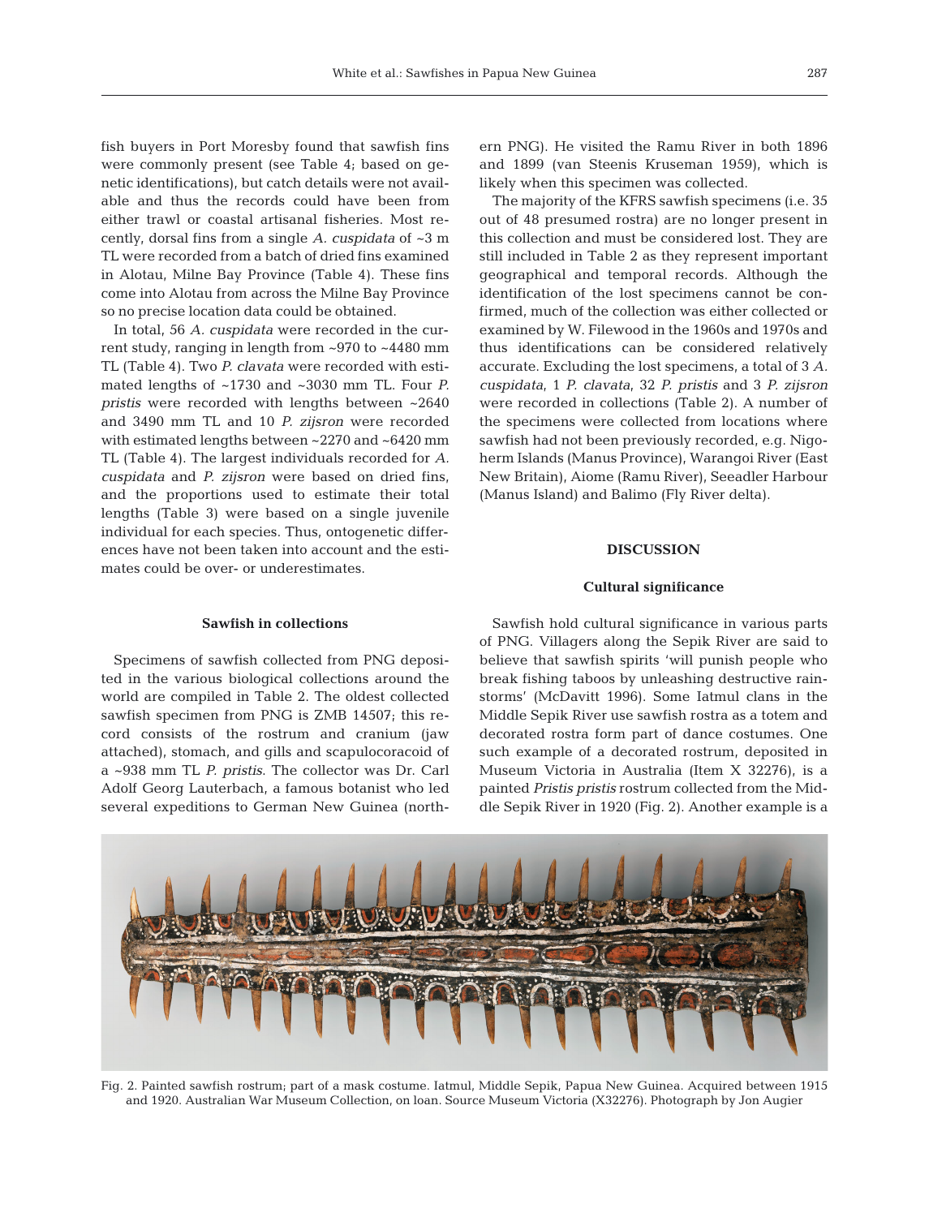fish buyers in Port Moresby found that sawfish fins were commonly present (see Table 4; based on genetic identifications), but catch details were not available and thus the records could have been from either trawl or coastal artisanal fisheries. Most recently, dorsal fins from a single *A. cuspidata* of ~3 m TL were recorded from a batch of dried fins examined in Alotau, Milne Bay Province (Table 4). These fins come into Alotau from across the Milne Bay Province so no precise location data could be obtained.

In total, 56 *A. cuspidata* were recorded in the current study, ranging in length from ~970 to ~4480 mm TL (Table 4). Two *P. clavata* were recorded with estimated lengths of ~1730 and ~3030 mm TL. Four *P. pristis* were recorded with lengths between ~2640 and 3490 mm TL and 10 *P. zijsron* were recorded with estimated lengths between ~2270 and ~6420 mm TL (Table 4). The largest individuals recorded for *A. cuspidata* and *P. zijsron* were based on dried fins, and the proportions used to estimate their total lengths (Table 3) were based on a single juvenile individual for each species. Thus, ontogenetic differences have not been taken into account and the estimates could be over- or underestimates.

### Sawfish in collections

Specimens of sawfish collected from PNG deposited in the various biological collections around the world are compiled in Table 2. The oldest collected sawfish specimen from PNG is ZMB 14507; this record consists of the rostrum and cranium (jaw attached), stomach, and gills and scapulocoracoid of a ~938 mm TL *P. pristis*. The collector was Dr. Carl Adolf Georg Lauterbach, a famous botanist who led several expeditions to German New Guinea (northern PNG). He visited the Ramu River in both 1896 and 1899 (van Steenis Kruseman 1959), which is likely when this specimen was collected.

The majority of the KFRS sawfish specimens (i.e. 35 out of 48 presumed rostra) are no longer present in this collection and must be considered lost. They are still included in Table 2 as they represent important geographical and temporal records. Although the identification of the lost specimens cannot be confirmed, much of the collection was either collected or examined by W. Filewood in the 1960s and 1970s and thus identifications can be considered relatively accurate. Excluding the lost specimens, a total of 3 *A. cuspidata*, 1 *P. clavata*, 32 *P. pristis* and 3 *P. zijsron* were recorded in collections (Table 2). A number of the specimens were collected from locations where sawfish had not been previously recorded, e.g. Nigoherm Islands (Manus Province), Warangoi River (East New Britain), Aiome (Ramu River), Seeadler Harbour (Manus Island) and Balimo (Fly River delta).

## DISCUSSION

### Cultural significance

Sawfish hold cultural significance in various parts of PNG. Villagers along the Sepik River are said to believe that sawfish spirits 'will punish people who break fishing taboos by unleashing destructive rainstorms' (McDavitt 1996). Some Iatmul clans in the Middle Sepik River use sawfish rostra as a totem and decorated rostra form part of dance costumes. One such example of a decorated rostrum, deposited in Museum Victoria in Australia (Item X 32276), is a painted *Pristis pristis* rostrum collected from the Middle Sepik River in 1920 (Fig. 2). Another example is a

Fig. 2. Painted sawfish rostrum; part of a mask costume. Iatmul, Middle Sepik, Papua New Guinea. Acquired between 1915 and 1920. Australian War Museum Collection, on loan. Source Museum Victoria (X32276). Photograph by Jon Augier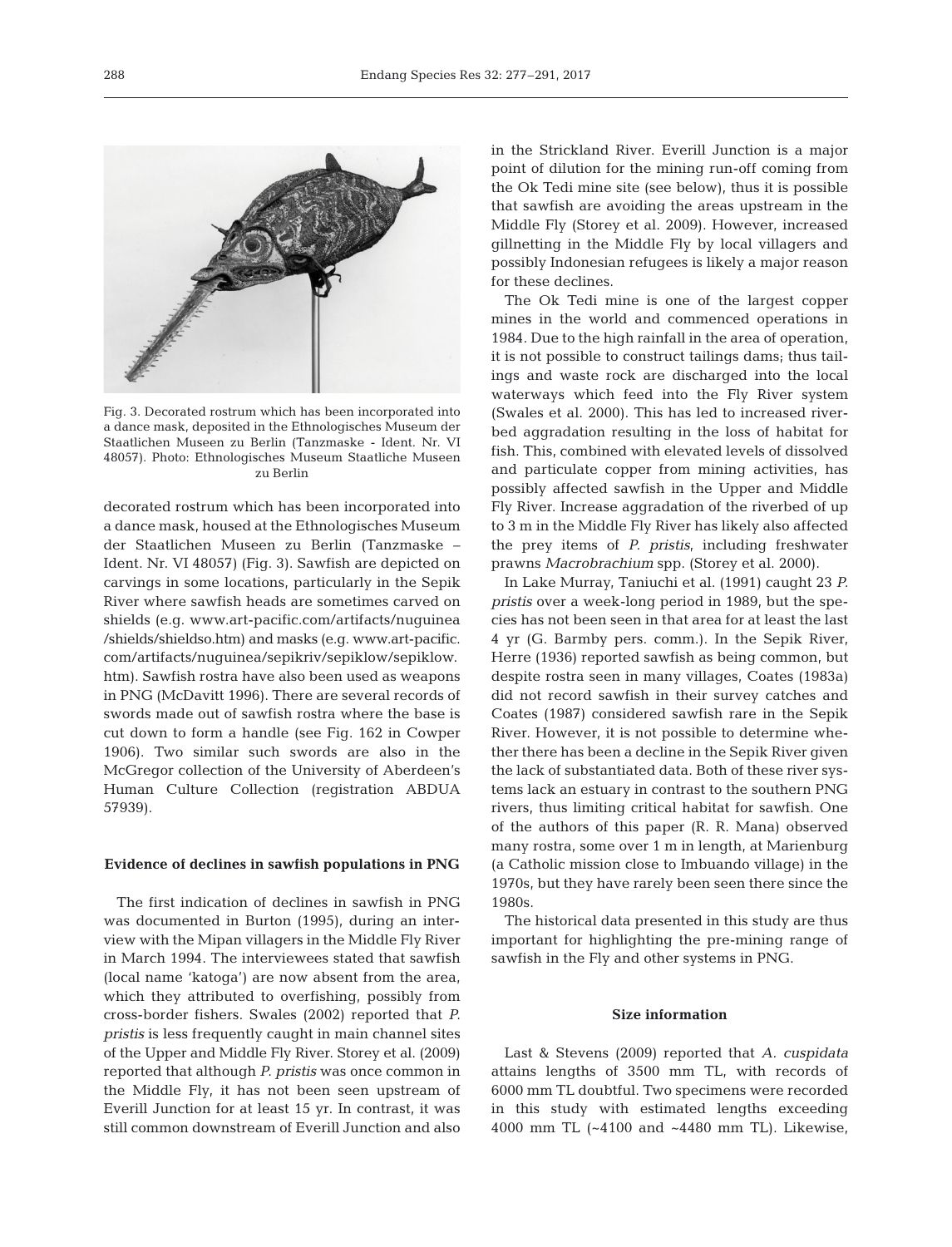Fig. 3. Decorated rostrum which has been incorporated into a dance mask, deposited in the Ethnologisches Museum der Staatlichen Museen zu Berlin (Tanzmaske - Ident. Nr. VI 48057). Photo: Ethnologisches Museum Staatliche Museen zu Berlin

decorated rostrum which has been incorporated into a dance mask, housed at the Ethnologisches Museum der Staatlichen Museen zu Berlin (Tanzmaske – Ident. Nr. VI 48057) (Fig. 3). Sawfish are depicted on carvings in some locations, particularly in the Sepik River where sawfish heads are sometimes carved on shields (e.g. www.art-pacific.com/artifacts/nuguinea/shields/shieldso.htm) and masks (e.g. www.art-pacific.com/artifacts/nuguinea/sepikriv/sepiklow/sepiklow.htm). Sawfish rostra have also been used as weapons in PNG (McDavitt 1996). There are several records of swords made out of sawfish rostra where the base is cut down to form a handle (see Fig. 162 in Cowper 1906). Two similar such swords are also in the McGregor collection of the University of Aberdeen's Human Culture Collection (registration ABDUA 57939).

### Evidence of declines in sawfish populations in PNG

The first indication of declines in sawfish in PNG was documented in Burton (1995), during an interview with the Mipan villagers in the Middle Fly River in March 1994. The interviewees stated that sawfish (local name 'katoga') are now absent from the area, which they attributed to overfishing, possibly from cross-border fishers. Swales (2002) reported that *P. pristis* is less frequently caught in main channel sites of the Upper and Middle Fly River. Storey et al. (2009) reported that although *P. pristis* was once common in the Middle Fly, it has not been seen upstream of Everill Junction for at least 15 yr. In contrast, it was still common downstream of Everill Junction and also in the Strickland River. Everill Junction is a major point of dilution for the mining run-off coming from the Ok Tedi mine site (see below), thus it is possible that sawfish are avoiding the areas upstream in the Middle Fly (Storey et al. 2009). However, increased gillnetting in the Middle Fly by local villagers and possibly Indonesian refugees is likely a major reason for these declines.

The Ok Tedi mine is one of the largest copper mines in the world and commenced operations in 1984. Due to the high rainfall in the area of operation, it is not possible to construct tailings dams; thus tailings and waste rock are discharged into the local waterways which feed into the Fly River system (Swales et al. 2000). This has led to increased riverbed aggradation resulting in the loss of habitat for fish. This, combined with elevated levels of dissolved and particulate copper from mining activities, has possibly affected sawfish in the Upper and Middle Fly River. Increase aggradation of the riverbed of up to 3 m in the Middle Fly River has likely also affected the prey items of *P. pristis*, including freshwater prawns *Macrobrachium* spp. (Storey et al. 2000).

In Lake Murray, Taniuchi et al. (1991) caught 23 *P. pristis* over a week-long period in 1989, but the species has not been seen in that area for at least the last 4 yr (G. Barmby pers. comm.). In the Sepik River, Herre (1936) reported sawfish as being common, but despite rostra seen in many villages, Coates (1983a) did not record sawfish in their survey catches and Coates (1987) considered sawfish rare in the Sepik River. However, it is not possible to determine whether there has been a decline in the Sepik River given the lack of substantiated data. Both of these river systems lack an estuary in contrast to the southern PNG rivers, thus limiting critical habitat for sawfish. One of the authors of this paper (R. R. Mana) observed many rostra, some over 1 m in length, at Marienburg (a Catholic mission close to Imbuando village) in the 1970s, but they have rarely been seen there since the 1980s.

The historical data presented in this study are thus important for highlighting the pre-mining range of sawfish in the Fly and other systems in PNG.

### Size information

Last & Stevens (2009) reported that *A. cuspidata* attains lengths of 3500 mm TL, with records of 6000 mm TL doubtful. Two specimens were recorded in this study with estimated lengths exceeding 4000 mm TL (~4100 and ~4480 mm TL). Likewise,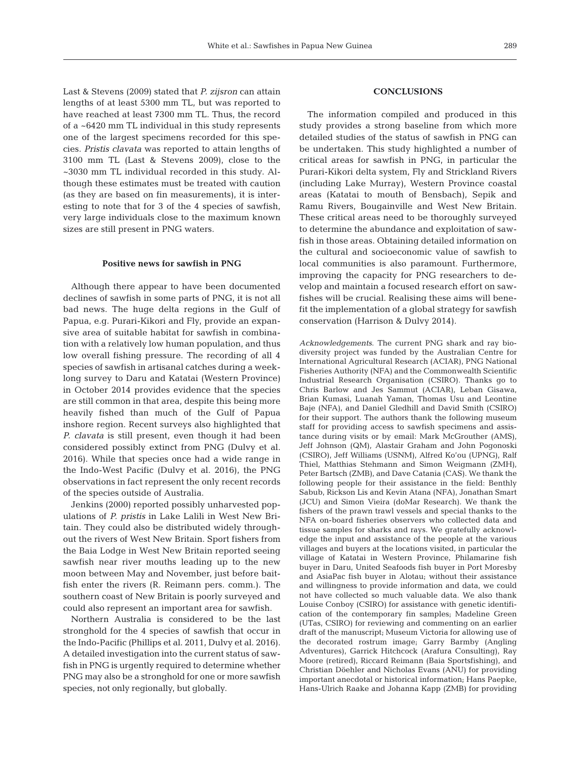Last & Stevens (2009) stated that *P. zijsron* can attain lengths of at least 5300 mm TL, but was reported to have reached at least 7300 mm TL. Thus, the record of a ~6420 mm TL individual in this study represents one of the largest specimens recorded for this species. *Pristis clavata* was reported to attain lengths of 3100 mm TL (Last & Stevens 2009), close to the ~3030 mm TL individual recorded in this study. Although these estimates must be treated with caution (as they are based on fin measurements), it is interesting to note that for 3 of the 4 species of sawfish, very large individuals close to the maximum known sizes are still present in PNG waters.

### Positive news for sawfish in PNG

Although there appear to have been documented declines of sawfish in some parts of PNG, it is not all bad news. The huge delta regions in the Gulf of Papua, e.g. Purari-Kikori and Fly, provide an expansive area of suitable habitat for sawfish in combination with a relatively low human population, and thus low overall fishing pressure. The recording of all 4 species of sawfish in artisanal catches during a week-long survey to Daru and Katatai (Western Province) in October 2014 provides evidence that the species are still common in that area, despite this being more heavily fished than much of the Gulf of Papua inshore region. Recent surveys also highlighted that *P. clavata* is still present, even though it had been considered possibly extinct from PNG (Dulvy et al. 2016). While that species once had a wide range in the Indo-West Pacific (Dulvy et al. 2016), the PNG observations in fact represent the only recent records of the species outside of Australia.

Jenkins (2000) reported possibly unharvested populations of *P. pristis* in Lake Lalili in West New Britain. They could also be distributed widely throughout the rivers of West New Britain. Sport fishers from the Baia Lodge in West New Britain reported seeing sawfish near river mouths leading up to the new moon between May and November, just before baitfish enter the rivers (R. Reimann pers. comm.). The southern coast of New Britain is poorly surveyed and could also represent an important area for sawfish.

Northern Australia is considered to be the last stronghold for the 4 species of sawfish that occur in the Indo-Pacific (Phillips et al. 2011, Dulvy et al. 2016). A detailed investigation into the current status of sawfish in PNG is urgently required to determine whether PNG may also be a stronghold for one or more sawfish species, not only regionally, but globally.

## CONCLUSIONS

The information compiled and produced in this study provides a strong baseline from which more detailed studies of the status of sawfish in PNG can be undertaken. This study highlighted a number of critical areas for sawfish in PNG, in particular the Purari-Kikori delta system, Fly and Strickland Rivers (including Lake Murray), Western Province coastal areas (Katatai to mouth of Bensbach), Sepik and Ramu Rivers, Bougainville and West New Britain. These critical areas need to be thoroughly surveyed to determine the abundance and exploitation of sawfish in those areas. Obtaining detailed information on the cultural and socioeconomic value of sawfish to local communities is also paramount. Furthermore, improving the capacity for PNG researchers to develop and maintain a focused research effort on sawfishes will be crucial. Realising these aims will benefit the implementation of a global strategy for sawfish conservation (Harrison & Dulvy 2014).

*Acknowledgements.* The current PNG shark and ray biodiversity project was funded by the Australian Centre for International Agricultural Research (ACIAR), PNG National Fisheries Authority (NFA) and the Commonwealth Scientific Industrial Research Organisation (CSIRO). Thanks go to Chris Barlow and Jes Sammut (ACIAR), Leban Gisawa, Brian Kumasi, Luanah Yaman, Thomas Usu and Leontine Baje (NFA), and Daniel Gledhill and David Smith (CSIRO) for their support. The authors thank the following museum staff for providing access to sawfish specimens and assistance during visits or by email: Mark McGrouther (AMS), Jeff Johnson (QM), Alastair Graham and John Pogonoski (CSIRO), Jeff Williams (USNM), Alfred Ko'ou (UPNG), Ralf Thiel, Matthias Stehmann and Simon Weigmann (ZMH), Peter Bartsch (ZMB), and Dave Catania (CAS). We thank the following people for their assistance in the field: Benthly Sabub, Rickson Lis and Kevin Atana (NFA), Jonathan Smart (JCU) and Simon Vieira (doMar Research). We thank the fishers of the prawn trawl vessels and special thanks to the NFA on-board fisheries observers who collected data and tissue samples for sharks and rays. We gratefully acknowledge the input and assistance of the people at the various villages and buyers at the locations visited, in particular the village of Katatai in Western Province, Philamarine fish buyer in Daru, United Seafoods fish buyer in Port Moresby and AsiaPac fish buyer in Alotau; without their assistance and willingness to provide information and data, we could not have collected so much valuable data. We also thank Louise Conboy (CSIRO) for assistance with genetic identification of the contemporary fin samples; Madeline Green (UTas, CSIRO) for reviewing and commenting on an earlier draft of the manuscript; Museum Victoria for allowing use of the decorated rostrum image; Garry Barmby (Angling Adventures), Garrick Hitchcock (Arafura Consulting), Ray Moore (retired), Riccard Reimann (Baia Sportsfishing), and Christian Döehler and Nicholas Evans (ANU) for providing important anecdotal or historical information; Hans Paepke, Hans-Ulrich Raake and Johanna Kapp (ZMB) for providing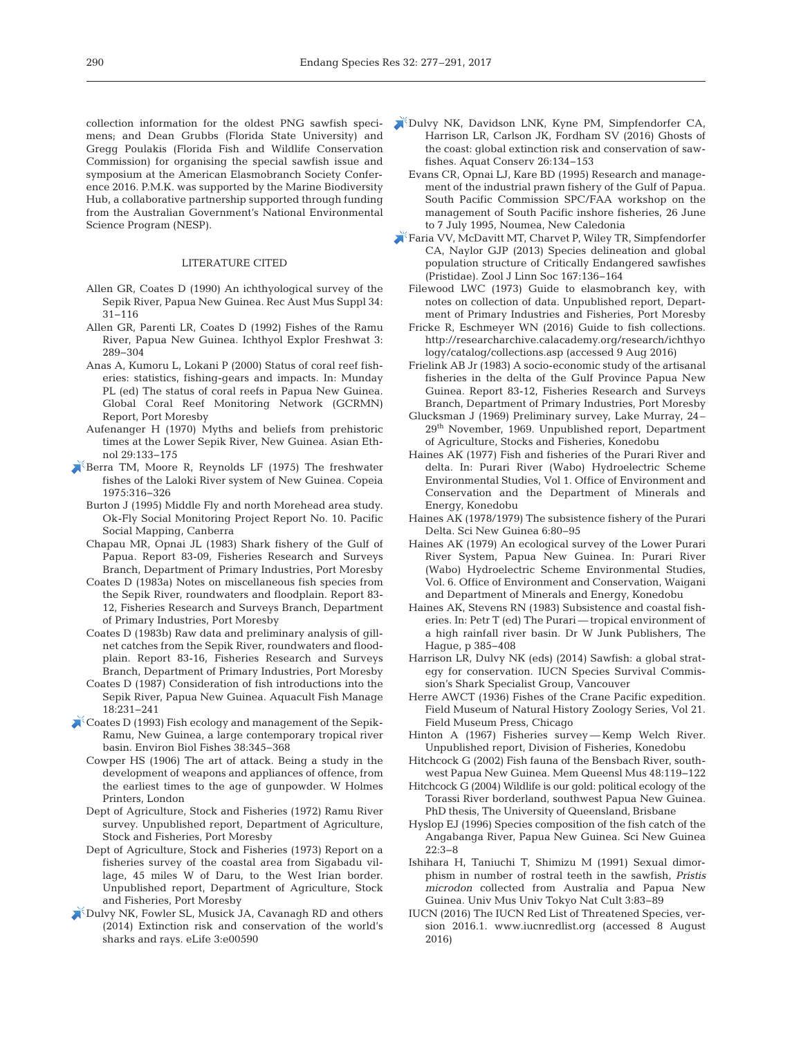collection information for the oldest PNG sawfish specimens; and Dean Grubbs (Florida State University) and Gregg Poulakis (Florida Fish and Wildlife Conservation Commission) for organising the special sawfish issue and symposium at the American Elasmobranch Society Conference 2016. P.M.K. was supported by the Marine Biodiversity Hub, a collaborative partnership supported through funding from the Australian Government's National Environmental Science Program (NESP).

## LITERATURE CITED

Allen GR, Coates D (1990) An ichthyological survey of the Sepik River, Papua New Guinea. Rec Aust Mus Suppl 34: 31–116

Allen GR, Parenti LR, Coates D (1992) Fishes of the Ramu River, Papua New Guinea. Ichthyol Explor Freshwat 3: 289–304

Anas A, Kumoru L, Lokani P (2000) Status of coral reef fisheries: statistics, fishing-gears and impacts. In: Munday PL (ed) The status of coral reefs in Papua New Guinea. Global Coral Reef Monitoring Network (GCRMN) Report, Port Moresby

Aufenanger H (1970) Myths and beliefs from prehistoric times at the Lower Sepik River, New Guinea. Asian Ethnol 29:133–175

Berra TM, Moore R, Reynolds LF (1975) The freshwater fishes of the Laloki River system of New Guinea. Copeia 1975:316–326

Burton J (1995) Middle Fly and north Morehead area study. Ok-Fly Social Monitoring Project Report No. 10. Pacific Social Mapping, Canberra

Chapau MR, Opnai JL (1983) Shark fishery of the Gulf of Papua. Report 83-09, Fisheries Research and Surveys Branch, Department of Primary Industries, Port Moresby

Coates D (1983a) Notes on miscellaneous fish species from the Sepik River, roundwaters and floodplain. Report 83-12, Fisheries Research and Surveys Branch, Department of Primary Industries, Port Moresby

Coates D (1983b) Raw data and preliminary analysis of gillnet catches from the Sepik River, roundwaters and floodplain. Report 83-16, Fisheries Research and Surveys Branch, Department of Primary Industries, Port Moresby

Coates D (1987) Consideration of fish introductions into the Sepik River, Papua New Guinea. Aquacult Fish Manage 18:231–241

Coates D (1993) Fish ecology and management of the Sepik-Ramu, New Guinea, a large contemporary tropical river basin. Environ Biol Fishes 38:345–368

Cowper HS (1906) The art of attack. Being a study in the development of weapons and appliances of offence, from the earliest times to the age of gunpowder. W Holmes Printers, London

Dept of Agriculture, Stock and Fisheries (1972) Ramu River survey. Unpublished report, Department of Agriculture, Stock and Fisheries, Port Moresby

Dept of Agriculture, Stock and Fisheries (1973) Report on a fisheries survey of the coastal area from Sigabadu village, 45 miles W of Daru, to the West Irian border. Unpublished report, Department of Agriculture, Stock and Fisheries, Port Moresby

Dulvy NK, Fowler SL, Musick JA, Cavanagh RD and others (2014) Extinction risk and conservation of the world's sharks and rays. eLife 3:e00590

Dulvy NK, Davidson LNK, Kyne PM, Simpfendorfer CA, Harrison LR, Carlson JK, Fordham SV (2016) Ghosts of the coast: global extinction risk and conservation of sawfishes. Aquat Conserv 26:134–153

Evans CR, Opnai LJ, Kare BD (1995) Research and management of the industrial prawn fishery of the Gulf of Papua. South Pacific Commission SPC/FAA workshop on the management of South Pacific inshore fisheries, 26 June to 7 July 1995, Noumea, New Caledonia

Faria VV, McDavitt MT, Charvet P, Wiley TR, Simpfendorfer CA, Naylor GJP (2013) Species delineation and global population structure of Critically Endangered sawfishes (Pristidae). Zool J Linn Soc 167:136–164

Filewood LWC (1973) Guide to elasmobranch key, with notes on collection of data. Unpublished report, Department of Primary Industries and Fisheries, Port Moresby

Fricke R, Eschmeyer WN (2016) Guide to fish collections. http://researcharchive.calacademy.org/research/ichthyology/catalog/collections.asp (accessed 9 Aug 2016)

Frielink AB Jr (1983) A socio-economic study of the artisanal fisheries in the delta of the Gulf Province Papua New Guinea. Report 83-12, Fisheries Research and Surveys Branch, Department of Primary Industries, Port Moresby

Glucksman J (1969) Preliminary survey, Lake Murray, 24–29th November, 1969. Unpublished report, Department of Agriculture, Stocks and Fisheries, Konedobu

Haines AK (1977) Fish and fisheries of the Purari River and delta. In: Purari River (Wabo) Hydroelectric Scheme Environmental Studies, Vol 1. Office of Environment and Conservation and the Department of Minerals and Energy, Konedobu

Haines AK (1978/1979) The subsistence fishery of the Purari Delta. Sci New Guinea 6:80–95

Haines AK (1979) An ecological survey of the Lower Purari River System, Papua New Guinea. In: Purari River (Wabo) Hydroelectric Scheme Environmental Studies, Vol. 6. Office of Environment and Conservation, Waigani and Department of Minerals and Energy, Konedobu

Haines AK, Stevens RN (1983) Subsistence and coastal fisheries. In: Petr T (ed) The Purari — tropical environment of a high rainfall river basin. Dr W Junk Publishers, The Hague, p 385–408

Harrison LR, Dulvy NK (eds) (2014) Sawfish: a global strategy for conservation. IUCN Species Survival Commission's Shark Specialist Group, Vancouver

Herre AWCT (1936) Fishes of the Crane Pacific expedition. Field Museum of Natural History Zoology Series, Vol 21. Field Museum Press, Chicago

Hinton A (1967) Fisheries survey — Kemp Welch River. Unpublished report, Division of Fisheries, Konedobu

Hitchcock G (2002) Fish fauna of the Bensbach River, southwest Papua New Guinea. Mem Queensl Mus 48:119–122

Hitchcock G (2004) Wildlife is our gold: political ecology of the Torassi River borderland, southwest Papua New Guinea. PhD thesis, The University of Queensland, Brisbane

Hyslop EJ (1996) Species composition of the fish catch of the Angabanga River, Papua New Guinea. Sci New Guinea 22:3–8

Ishihara H, Taniuchi T, Shimizu M (1991) Sexual dimorphism in number of rostral teeth in the sawfish, *Pristis microdon* collected from Australia and Papua New Guinea. Univ Mus Univ Tokyo Nat Cult 3:83–89

IUCN (2016) The IUCN Red List of Threatened Species, version 2016.1. www.iucnredlist.org (accessed 8 August 2016)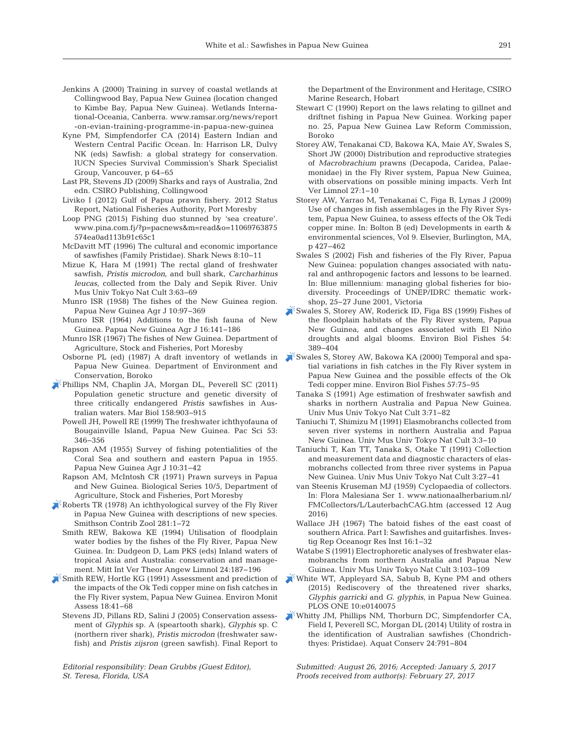Jenkins A (2000) Training in survey of coastal wetlands at Collingwood Bay, Papua New Guinea (location changed to Kimbe Bay, Papua New Guinea). Wetlands International-Oceania, Canberra. www.ramsar.org/news/report-on-evian-training-programme-in-papua-new-guinea

Kyne PM, Simpfendorfer CA (2014) Eastern Indian and Western Central Pacific Ocean. In: Harrison LR, Dulvy NK (eds) Sawfish: a global strategy for conservation. IUCN Species Survival Commission's Shark Specialist Group, Vancouver, p 64–65

Last PR, Stevens JD (2009) Sharks and rays of Australia, 2nd edn. CSIRO Publishing, Collingwood

Liviko I (2012) Gulf of Papua prawn fishery. 2012 Status Report, National Fisheries Authority, Port Moresby

Loop PNG (2015) Fishing duo stunned by 'sea creature'. www.pina.com.fj/?p=pacnews&m=read&o=11069763875574ea0ad113b91c65c1

McDavitt MT (1996) The cultural and economic importance of sawfishes (Family Pristidae). Shark News 8:10–11

Mizue K, Hara M (1991) The rectal gland of freshwater sawfish, *Pristis microdon*, and bull shark, *Carcharhinus leucas*, collected from the Daly and Sepik River. Univ Mus Univ Tokyo Nat Cult 3:63–69

Munro ISR (1958) The fishes of the New Guinea region. Papua New Guinea Agr J 10:97–369

Munro ISR (1964) Additions to the fish fauna of New Guinea. Papua New Guinea Agr J 16:141–186

Munro ISR (1967) The fishes of New Guinea. Department of Agriculture, Stock and Fisheries, Port Moresby

Osborne PL (ed) (1987) A draft inventory of wetlands in Papua New Guinea. Department of Environment and Conservation, Boroko

Phillips NM, Chaplin JA, Morgan DL, Peverell SC (2011) Population genetic structure and genetic diversity of three critically endangered *Pristis* sawfishes in Australian waters. Mar Biol 158:903–915

Powell JH, Powell RE (1999) The freshwater ichthyofauna of Bougainville Island, Papua New Guinea. Pac Sci 53: 346–356

Rapson AM (1955) Survey of fishing potentialities of the Coral Sea and southern and eastern Papua in 1955. Papua New Guinea Agr J 10:31–42

Rapson AM, McIntosh CR (1971) Prawn surveys in Papua and New Guinea. Biological Series 10/5, Department of Agriculture, Stock and Fisheries, Port Moresby

Roberts TR (1978) An ichthyological survey of the Fly River in Papua New Guinea with descriptions of new species. Smithson Contrib Zool 281:1–72

Smith REW, Bakowa KE (1994) Utilisation of floodplain water bodies by the fishes of the Fly River, Papua New Guinea. In: Dudgeon D, Lam PKS (eds) Inland waters of tropical Asia and Australia: conservation and management. Mitt Int Ver Theor Angew Limnol 24:187–196

Smith REW, Hortle KG (1991) Assessment and prediction of the impacts of the Ok Tedi copper mine on fish catches in the Fly River system, Papua New Guinea. Environ Monit Assess 18:41–68

Stevens JD, Pillans RD, Salini J (2005) Conservation assessment of *Glyphis* sp. A (speartooth shark), *Glyphis* sp. C (northern river shark), *Pristis microdon* (freshwater sawfish) and *Pristis zijsron* (green sawfish). Final Report to the Department of the Environment and Heritage, CSIRO Marine Research, Hobart

Stewart C (1990) Report on the laws relating to gillnet and driftnet fishing in Papua New Guinea. Working paper no. 25, Papua New Guinea Law Reform Commission, Boroko

Storey AW, Tenakanai CD, Bakowa KA, Maie AY, Swales S, Short JW (2000) Distribution and reproductive strategies of *Macrobrachium* prawns (Decapoda, Caridea, Palaemonidae) in the Fly River system, Papua New Guinea, with observations on possible mining impacts. Verh Int Ver Limnol 27:1–10

Storey AW, Yarrao M, Tenakanai C, Figa B, Lynas J (2009) Use of changes in fish assemblages in the Fly River System, Papua New Guinea, to assess effects of the Ok Tedi copper mine. In: Bolton B (ed) Developments in earth & environmental sciences, Vol 9. Elsevier, Burlington, MA, p 427–462

Swales S (2002) Fish and fisheries of the Fly River, Papua New Guinea: population changes associated with natural and anthropogenic factors and lessons to be learned. In: Blue millennium: managing global fisheries for biodiversity. Proceedings of UNEP/IDRC thematic workshop, 25–27 June 2001, Victoria

Swales S, Storey AW, Roderick ID, Figa BS (1999) Fishes of the floodplain habitats of the Fly River system, Papua New Guinea, and changes associated with El Niño droughts and algal blooms. Environ Biol Fishes 54: 389–404

Swales S, Storey AW, Bakowa KA (2000) Temporal and spatial variations in fish catches in the Fly River system in Papua New Guinea and the possible effects of the Ok Tedi copper mine. Environ Biol Fishes 57:75–95

Tanaka S (1991) Age estimation of freshwater sawfish and sharks in northern Australia and Papua New Guinea. Univ Mus Univ Tokyo Nat Cult 3:71–82

Taniuchi T, Shimizu M (1991) Elasmobranchs collected from seven river systems in northern Australia and Papua New Guinea. Univ Mus Univ Tokyo Nat Cult 3:3–10

Taniuchi T, Kan TT, Tanaka S, Otake T (1991) Collection and measurement data and diagnostic characters of elasmobranchs collected from three river systems in Papua New Guinea. Univ Mus Univ Tokyo Nat Cult 3:27–41

van Steenis Kruseman MJ (1959) Cyclopaedia of collectors. In: Flora Malesiana Ser 1. www.nationaalherbarium.nl/FMCollectors/L/LauterbachCAG.htm (accessed 12 Aug 2016)

Wallace JH (1967) The batoid fishes of the east coast of southern Africa. Part I: Sawfishes and guitarfishes. Investig Rep Oceanogr Res Inst 16:1–32

Watabe S (1991) Electrophoretic analyses of freshwater elasmobranchs from northern Australia and Papua New Guinea. Univ Mus Univ Tokyo Nat Cult 3:103–109

White WT, Appleyard SA, Sabub B, Kyne PM and others (2015) Rediscovery of the threatened river sharks, *Glyphis garricki* and *G. glyphis*, in Papua New Guinea. PLOS ONE 10:e0140075

Whitty JM, Phillips NM, Thorburn DC, Simpfendorfer CA, Field I, Peverell SC, Morgan DL (2014) Utility of rostra in the identification of Australian sawfishes (Chondrichthyes: Pristidae). Aquat Conserv 24:791–804

*Editorial responsibility: Dean Grubbs (Guest Editor), St. Teresa, Florida, USA*

*Submitted: August 26, 2016; Accepted: January 5, 2017*
*Proofs received from author(s): February 27, 2017*